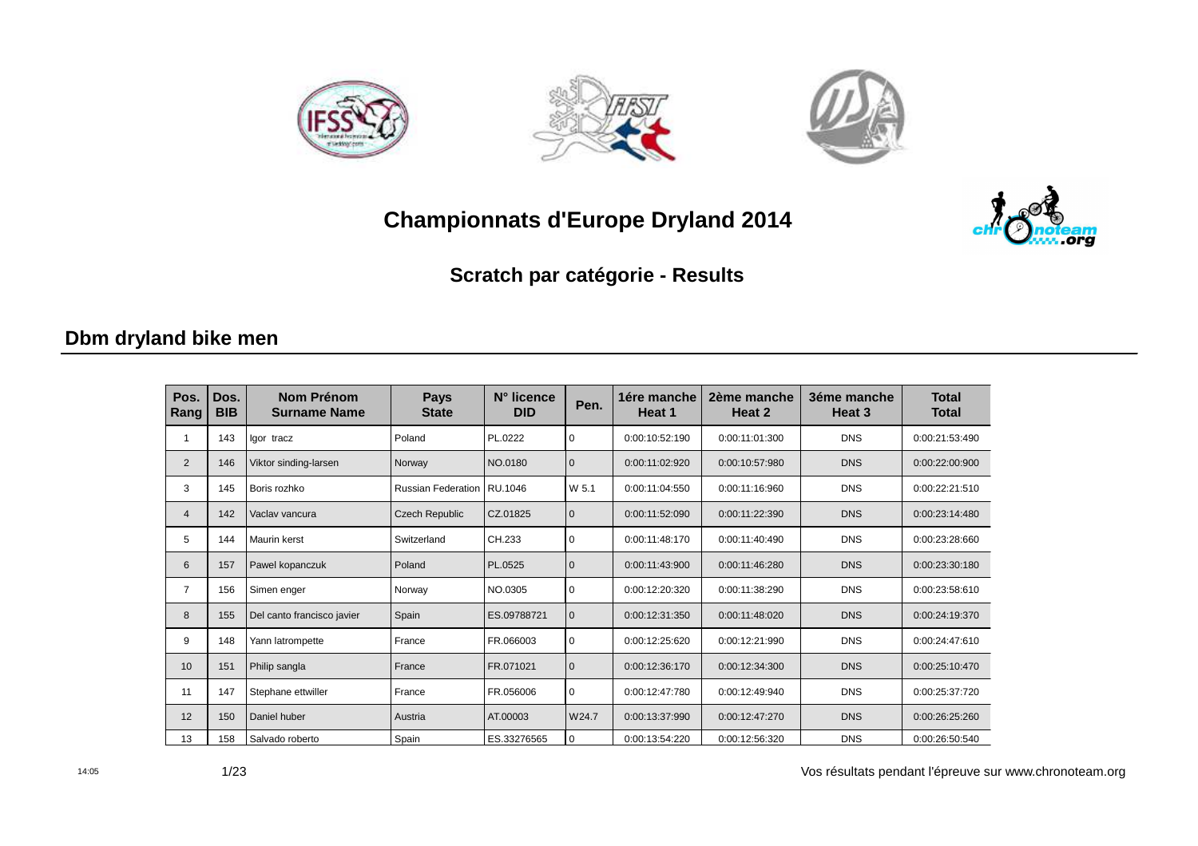# Championnats d'Europe Dryland 2014

## Scratch par catégorie - Results

### Dbm dryland bike men

| Pos. Rang | Dos. BIB | Nom Prénom Surname Name | Pays State | N° licence DID | Pen. | 1ére manche Heat 1 | 2ème manche Heat 2 | 3éme manche Heat 3 | Total Total |
|---|---|---|---|---|---|---|---|---|---|
| 1 | 143 | Igor tracz | Poland | PL.0222 | 0 | 0:00:10:52:190 | 0:00:11:01:300 | DNS | 0:00:21:53:490 |
| 2 | 146 | Viktor sinding-larsen | Norway | NO.0180 | 0 | 0:00:11:02:920 | 0:00:10:57:980 | DNS | 0:00:22:00:900 |
| 3 | 145 | Boris rozhko | Russian Federation | RU.1046 | W 5.1 | 0:00:11:04:550 | 0:00:11:16:960 | DNS | 0:00:22:21:510 |
| 4 | 142 | Vaclav vancura | Czech Republic | CZ.01825 | 0 | 0:00:11:52:090 | 0:00:11:22:390 | DNS | 0:00:23:14:480 |
| 5 | 144 | Maurin kerst | Switzerland | CH.233 | 0 | 0:00:11:48:170 | 0:00:11:40:490 | DNS | 0:00:23:28:660 |
| 6 | 157 | Pawel kopanczuk | Poland | PL.0525 | 0 | 0:00:11:43:900 | 0:00:11:46:280 | DNS | 0:00:23:30:180 |
| 7 | 156 | Simen enger | Norway | NO.0305 | 0 | 0:00:12:20:320 | 0:00:11:38:290 | DNS | 0:00:23:58:610 |
| 8 | 155 | Del canto francisco javier | Spain | ES.09788721 | 0 | 0:00:12:31:350 | 0:00:11:48:020 | DNS | 0:00:24:19:370 |
| 9 | 148 | Yann latrompette | France | FR.066003 | 0 | 0:00:12:25:620 | 0:00:12:21:990 | DNS | 0:00:24:47:610 |
| 10 | 151 | Philip sangla | France | FR.071021 | 0 | 0:00:12:36:170 | 0:00:12:34:300 | DNS | 0:00:25:10:470 |
| 11 | 147 | Stephane ettwiller | France | FR.056006 | 0 | 0:00:12:47:780 | 0:00:12:49:940 | DNS | 0:00:25:37:720 |
| 12 | 150 | Daniel huber | Austria | AT.00003 | W24.7 | 0:00:13:37:990 | 0:00:12:47:270 | DNS | 0:00:26:25:260 |
| 13 | 158 | Salvado roberto | Spain | ES.33276565 | 0 | 0:00:13:54:220 | 0:00:12:56:320 | DNS | 0:00:26:50:540 |

14:05

Vos résultats pendant l'épreuve sur www.chronoteam.org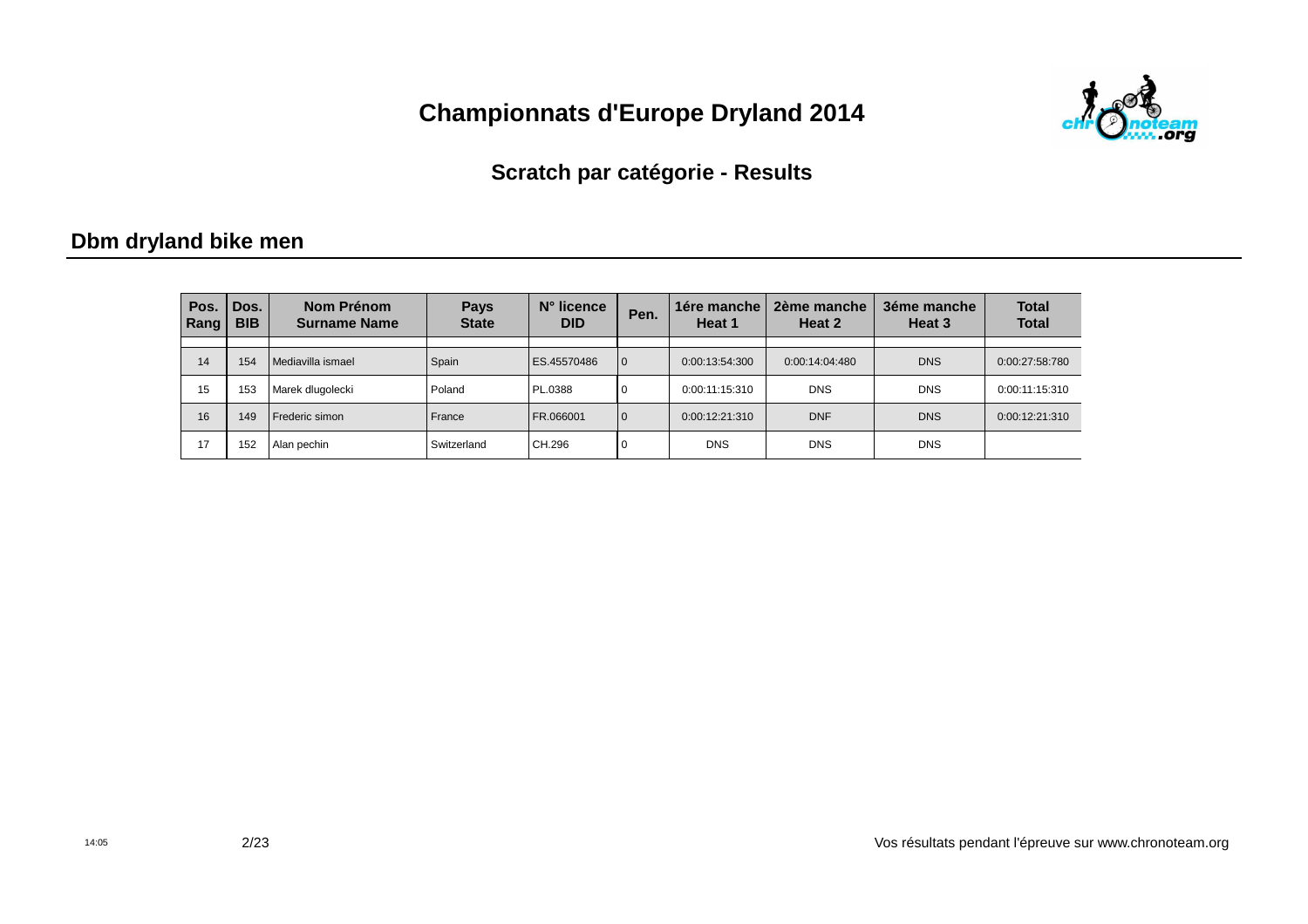# Championnats d'Europe Dryland 2014

## Scratch par catégorie - Results

### Dbm dryland bike men

| Pos. Rang | Dos. BIB | Nom Prénom Surname Name | Pays State | N° licence DID | Pen. | 1ére manche Heat 1 | 2ème manche Heat 2 | 3éme manche Heat 3 | Total Total |
|---|---|---|---|---|---|---|---|---|---|
| 14 | 154 | Mediavilla ismael | Spain | ES.45570486 | 0 | 0:00:13:54:300 | 0:00:14:04:480 | DNS | 0:00:27:58:780 |
| 15 | 153 | Marek dlugolecki | Poland | PL.0388 | 0 | 0:00:11:15:310 | DNS | DNS | 0:00:11:15:310 |
| 16 | 149 | Frederic simon | France | FR.066001 | 0 | 0:00:12:21:310 | DNF | DNS | 0:00:12:21:310 |
| 17 | 152 | Alan pechin | Switzerland | CH.296 | 0 | DNS | DNS | DNS | |

14:05

Vos résultats pendant l'épreuve sur www.chronoteam.org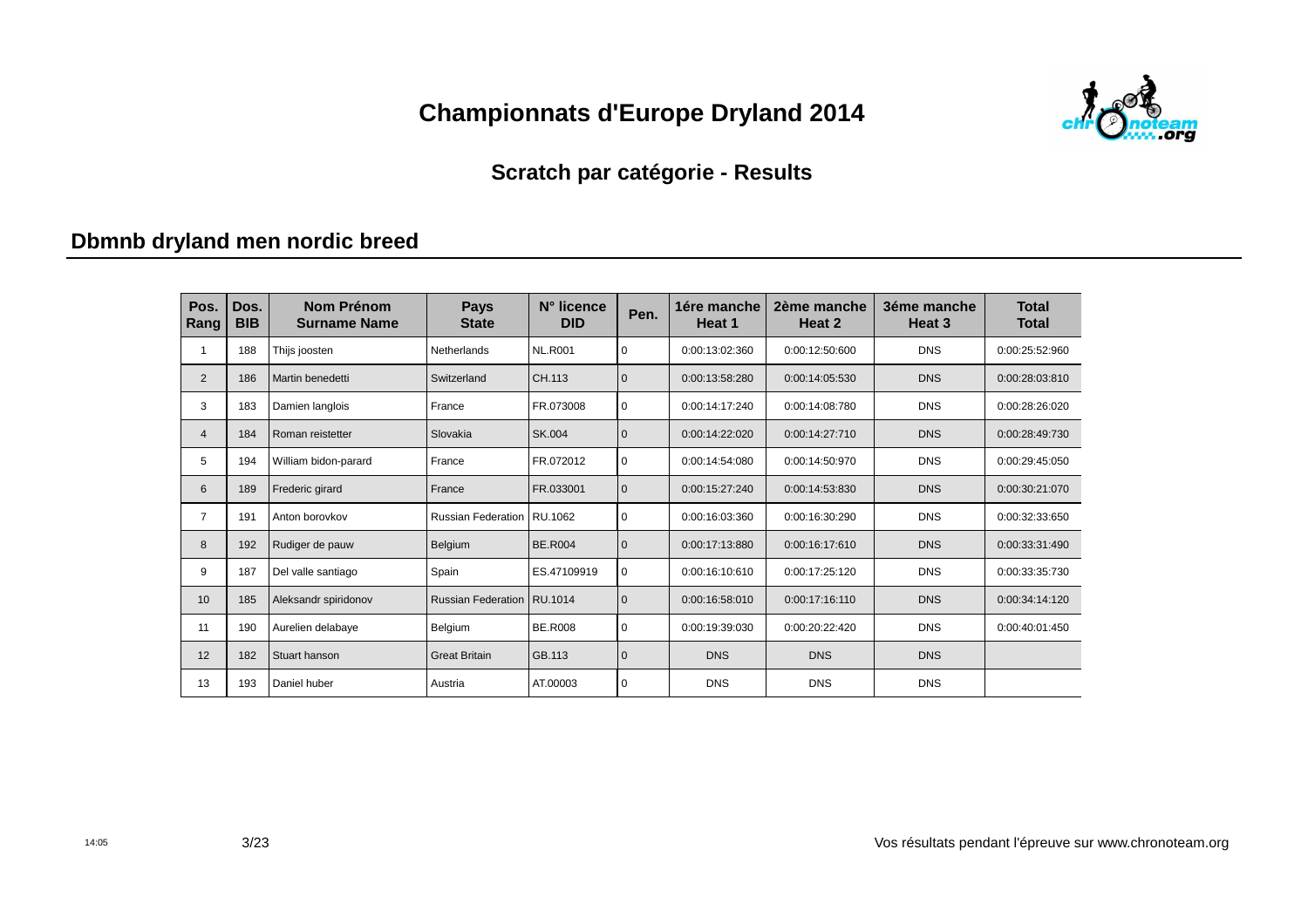# Championnats d'Europe Dryland 2014

## Scratch par catégorie - Results

### Dbmnb dryland men nordic breed

| Pos. Rang | Dos. BIB | Nom Prénom Surname Name | Pays State | N° licence DID | Pen. | 1ére manche Heat 1 | 2ème manche Heat 2 | 3éme manche Heat 3 | Total Total |
|---|---|---|---|---|---|---|---|---|---|
| 1 | 188 | Thijs joosten | Netherlands | NL.R001 | 0 | 0:00:13:02:360 | 0:00:12:50:600 | DNS | 0:00:25:52:960 |
| 2 | 186 | Martin benedetti | Switzerland | CH.113 | 0 | 0:00:13:58:280 | 0:00:14:05:530 | DNS | 0:00:28:03:810 |
| 3 | 183 | Damien langlois | France | FR.073008 | 0 | 0:00:14:17:240 | 0:00:14:08:780 | DNS | 0:00:28:26:020 |
| 4 | 184 | Roman reistetter | Slovakia | SK.004 | 0 | 0:00:14:22:020 | 0:00:14:27:710 | DNS | 0:00:28:49:730 |
| 5 | 194 | William bidon-parard | France | FR.072012 | 0 | 0:00:14:54:080 | 0:00:14:50:970 | DNS | 0:00:29:45:050 |
| 6 | 189 | Frederic girard | France | FR.033001 | 0 | 0:00:15:27:240 | 0:00:14:53:830 | DNS | 0:00:30:21:070 |
| 7 | 191 | Anton borovkov | Russian Federation | RU.1062 | 0 | 0:00:16:03:360 | 0:00:16:30:290 | DNS | 0:00:32:33:650 |
| 8 | 192 | Rudiger de pauw | Belgium | BE.R004 | 0 | 0:00:17:13:880 | 0:00:16:17:610 | DNS | 0:00:33:31:490 |
| 9 | 187 | Del valle santiago | Spain | ES.47109919 | 0 | 0:00:16:10:610 | 0:00:17:25:120 | DNS | 0:00:33:35:730 |
| 10 | 185 | Aleksandr spiridonov | Russian Federation | RU.1014 | 0 | 0:00:16:58:010 | 0:00:17:16:110 | DNS | 0:00:34:14:120 |
| 11 | 190 | Aurelien delabaye | Belgium | BE.R008 | 0 | 0:00:19:39:030 | 0:00:20:22:420 | DNS | 0:00:40:01:450 |
| 12 | 182 | Stuart hanson | Great Britain | GB.113 | 0 | DNS | DNS | DNS | |
| 13 | 193 | Daniel huber | Austria | AT.00003 | 0 | DNS | DNS | DNS | |

Vos résultats pendant l'épreuve sur www.chronoteam.org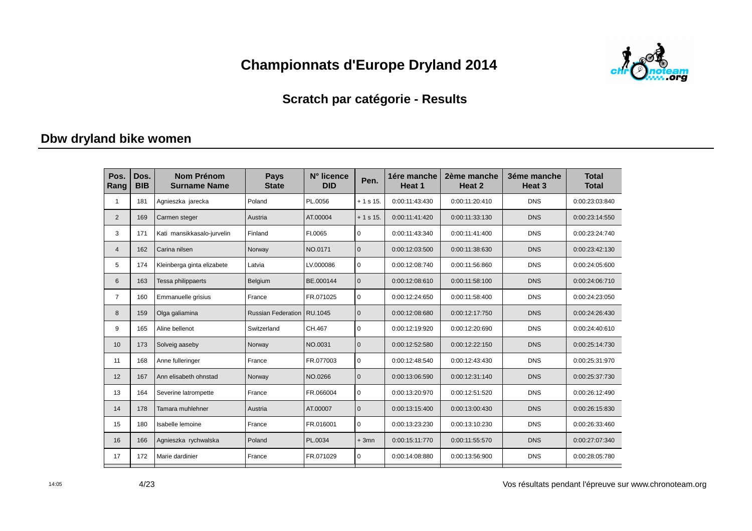# Championnats d'Europe Dryland 2014

## Scratch par catégorie - Results

### Dbw dryland bike women

| Pos. Rang | Dos. BIB | Nom Prénom Surname Name | Pays State | N° licence DID | Pen. | 1ére manche Heat 1 | 2ème manche Heat 2 | 3éme manche Heat 3 | Total Total |
|---|---|---|---|---|---|---|---|---|---|
| 1 | 181 | Agnieszka jarecka | Poland | PL.0056 | + 1 s 15. | 0:00:11:43:430 | 0:00:11:20:410 | DNS | 0:00:23:03:840 |
| 2 | 169 | Carmen steger | Austria | AT.00004 | + 1 s 15. | 0:00:11:41:420 | 0:00:11:33:130 | DNS | 0:00:23:14:550 |
| 3 | 171 | Kati mansikkasalo-jurvelin | Finland | FI.0065 | 0 | 0:00:11:43:340 | 0:00:11:41:400 | DNS | 0:00:23:24:740 |
| 4 | 162 | Carina nilsen | Norway | NO.0171 | 0 | 0:00:12:03:500 | 0:00:11:38:630 | DNS | 0:00:23:42:130 |
| 5 | 174 | Kleinberga ginta elizabete | Latvia | LV.000086 | 0 | 0:00:12:08:740 | 0:00:11:56:860 | DNS | 0:00:24:05:600 |
| 6 | 163 | Tessa philippaerts | Belgium | BE.000144 | 0 | 0:00:12:08:610 | 0:00:11:58:100 | DNS | 0:00:24:06:710 |
| 7 | 160 | Emmanuelle grisius | France | FR.071025 | 0 | 0:00:12:24:650 | 0:00:11:58:400 | DNS | 0:00:24:23:050 |
| 8 | 159 | Olga galiamina | Russian Federation | RU.1045 | 0 | 0:00:12:08:680 | 0:00:12:17:750 | DNS | 0:00:24:26:430 |
| 9 | 165 | Aline bellenot | Switzerland | CH.467 | 0 | 0:00:12:19:920 | 0:00:12:20:690 | DNS | 0:00:24:40:610 |
| 10 | 173 | Solveig aaseby | Norway | NO.0031 | 0 | 0:00:12:52:580 | 0:00:12:22:150 | DNS | 0:00:25:14:730 |
| 11 | 168 | Anne fulleringer | France | FR.077003 | 0 | 0:00:12:48:540 | 0:00:12:43:430 | DNS | 0:00:25:31:970 |
| 12 | 167 | Ann elisabeth ohnstad | Norway | NO.0266 | 0 | 0:00:13:06:590 | 0:00:12:31:140 | DNS | 0:00:25:37:730 |
| 13 | 164 | Severine latrompette | France | FR.066004 | 0 | 0:00:13:20:970 | 0:00:12:51:520 | DNS | 0:00:26:12:490 |
| 14 | 178 | Tamara muhlehner | Austria | AT.00007 | 0 | 0:00:13:15:400 | 0:00:13:00:430 | DNS | 0:00:26:15:830 |
| 15 | 180 | Isabelle lemoine | France | FR.016001 | 0 | 0:00:13:23:230 | 0:00:13:10:230 | DNS | 0:00:26:33:460 |
| 16 | 166 | Agnieszka rychwalska | Poland | PL.0034 | + 3mn | 0:00:15:11:770 | 0:00:11:55:570 | DNS | 0:00:27:07:340 |
| 17 | 172 | Marie dardinier | France | FR.071029 | 0 | 0:00:14:08:880 | 0:00:13:56:900 | DNS | 0:00:28:05:780 |

14:05

Vos résultats pendant l'épreuve sur www.chronoteam.org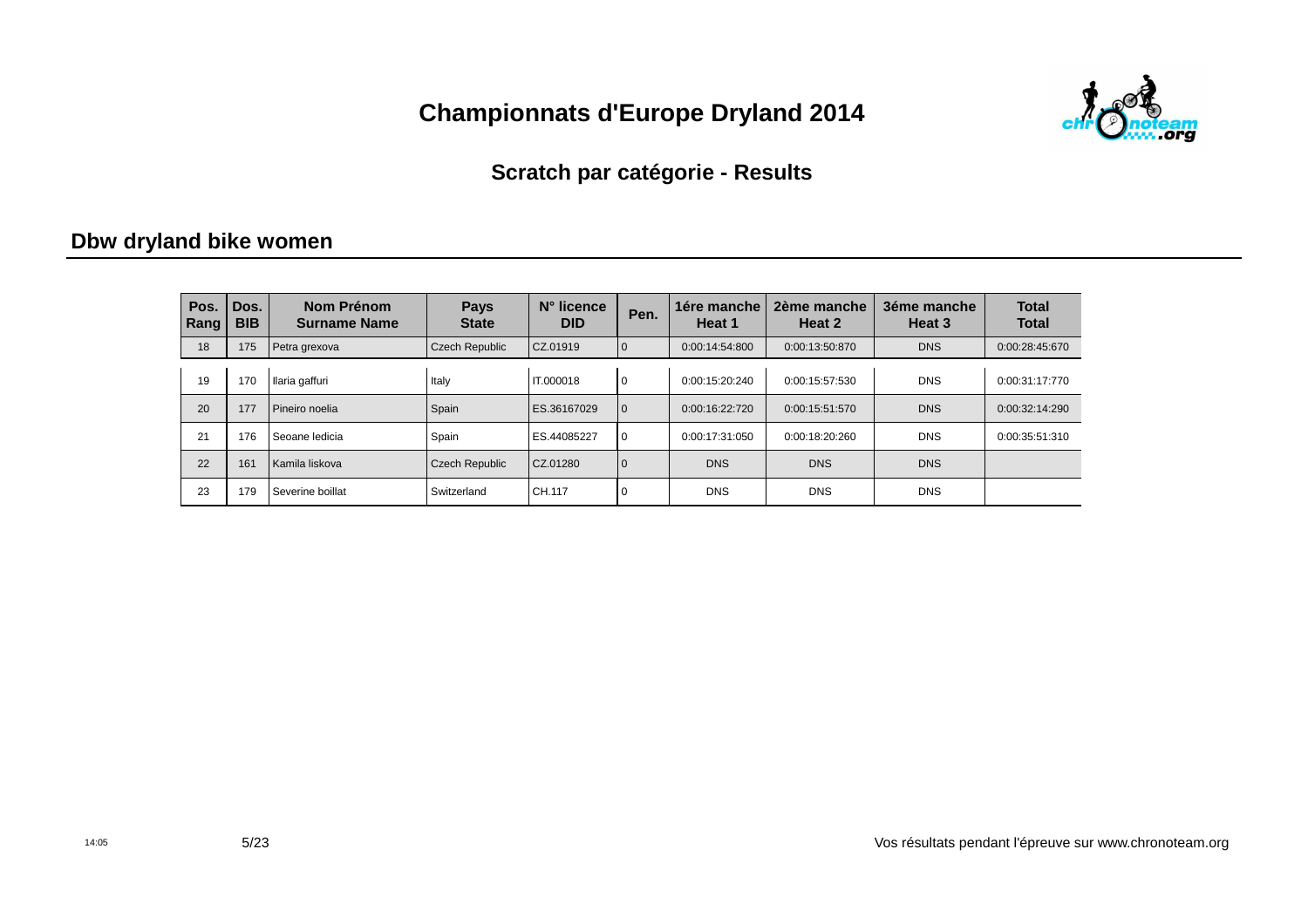# Championnats d'Europe Dryland 2014

## Scratch par catégorie - Results

### Dbw dryland bike women

| Pos. Rang | Dos. BIB | Nom Prénom Surname Name | Pays State | N° licence DID | Pen. | 1ére manche Heat 1 | 2ème manche Heat 2 | 3éme manche Heat 3 | Total Total |
|---|---|---|---|---|---|---|---|---|---|
| 18 | 175 | Petra grexova | Czech Republic | CZ.01919 | 0 | 0:00:14:54:800 | 0:00:13:50:870 | DNS | 0:00:28:45:670 |
| 19 | 170 | Ilaria gaffuri | Italy | IT.000018 | 0 | 0:00:15:20:240 | 0:00:15:57:530 | DNS | 0:00:31:17:770 |
| 20 | 177 | Pineiro noelia | Spain | ES.36167029 | 0 | 0:00:16:22:720 | 0:00:15:51:570 | DNS | 0:00:32:14:290 |
| 21 | 176 | Seoane ledicia | Spain | ES.44085227 | 0 | 0:00:17:31:050 | 0:00:18:20:260 | DNS | 0:00:35:51:310 |
| 22 | 161 | Kamila liskova | Czech Republic | CZ.01280 | 0 | DNS | DNS | DNS | |
| 23 | 179 | Severine boillat | Switzerland | CH.117 | 0 | DNS | DNS | DNS | |

14:05

Vos résultats pendant l'épreuve sur www.chronoteam.org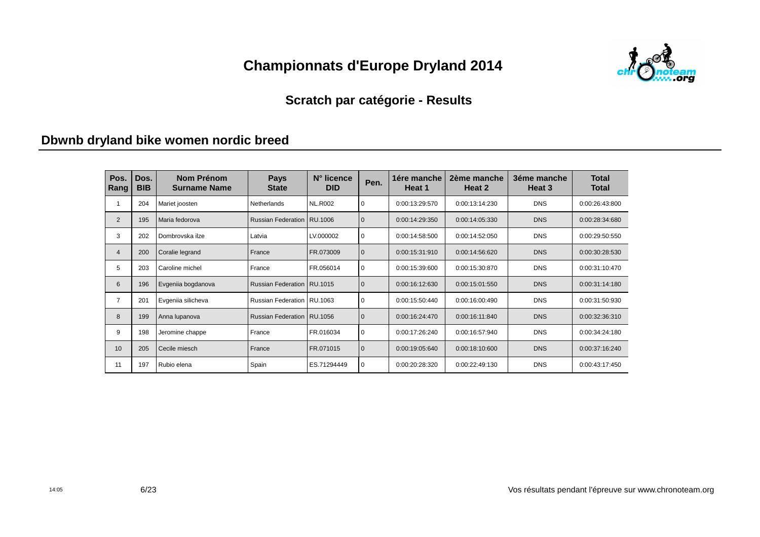# Championnats d'Europe Dryland 2014

## Scratch par catégorie - Results

### Dbwnb dryland bike women nordic breed

| Pos. Rang | Dos. BIB | Nom Prénom Surname Name | Pays State | N° licence DID | Pen. | 1ére manche Heat 1 | 2ème manche Heat 2 | 3éme manche Heat 3 | Total Total |
|---|---|---|---|---|---|---|---|---|---|
| 1 | 204 | Mariet joosten | Netherlands | NL.R002 | 0 | 0:00:13:29:570 | 0:00:13:14:230 | DNS | 0:00:26:43:800 |
| 2 | 195 | Maria fedorova | Russian Federation | RU.1006 | 0 | 0:00:14:29:350 | 0:00:14:05:330 | DNS | 0:00:28:34:680 |
| 3 | 202 | Dombrovska ilze | Latvia | LV.000002 | 0 | 0:00:14:58:500 | 0:00:14:52:050 | DNS | 0:00:29:50:550 |
| 4 | 200 | Coralie legrand | France | FR.073009 | 0 | 0:00:15:31:910 | 0:00:14:56:620 | DNS | 0:00:30:28:530 |
| 5 | 203 | Caroline michel | France | FR.056014 | 0 | 0:00:15:39:600 | 0:00:15:30:870 | DNS | 0:00:31:10:470 |
| 6 | 196 | Evgeniia bogdanova | Russian Federation | RU.1015 | 0 | 0:00:16:12:630 | 0:00:15:01:550 | DNS | 0:00:31:14:180 |
| 7 | 201 | Evgeniia silicheva | Russian Federation | RU.1063 | 0 | 0:00:15:50:440 | 0:00:16:00:490 | DNS | 0:00:31:50:930 |
| 8 | 199 | Anna lupanova | Russian Federation | RU.1056 | 0 | 0:00:16:24:470 | 0:00:16:11:840 | DNS | 0:00:32:36:310 |
| 9 | 198 | Jeromine chappe | France | FR.016034 | 0 | 0:00:17:26:240 | 0:00:16:57:940 | DNS | 0:00:34:24:180 |
| 10 | 205 | Cecile miesch | France | FR.071015 | 0 | 0:00:19:05:640 | 0:00:18:10:600 | DNS | 0:00:37:16:240 |
| 11 | 197 | Rubio elena | Spain | ES.71294449 | 0 | 0:00:20:28:320 | 0:00:22:49:130 | DNS | 0:00:43:17:450 |

Vos résultats pendant l'épreuve sur www.chronoteam.org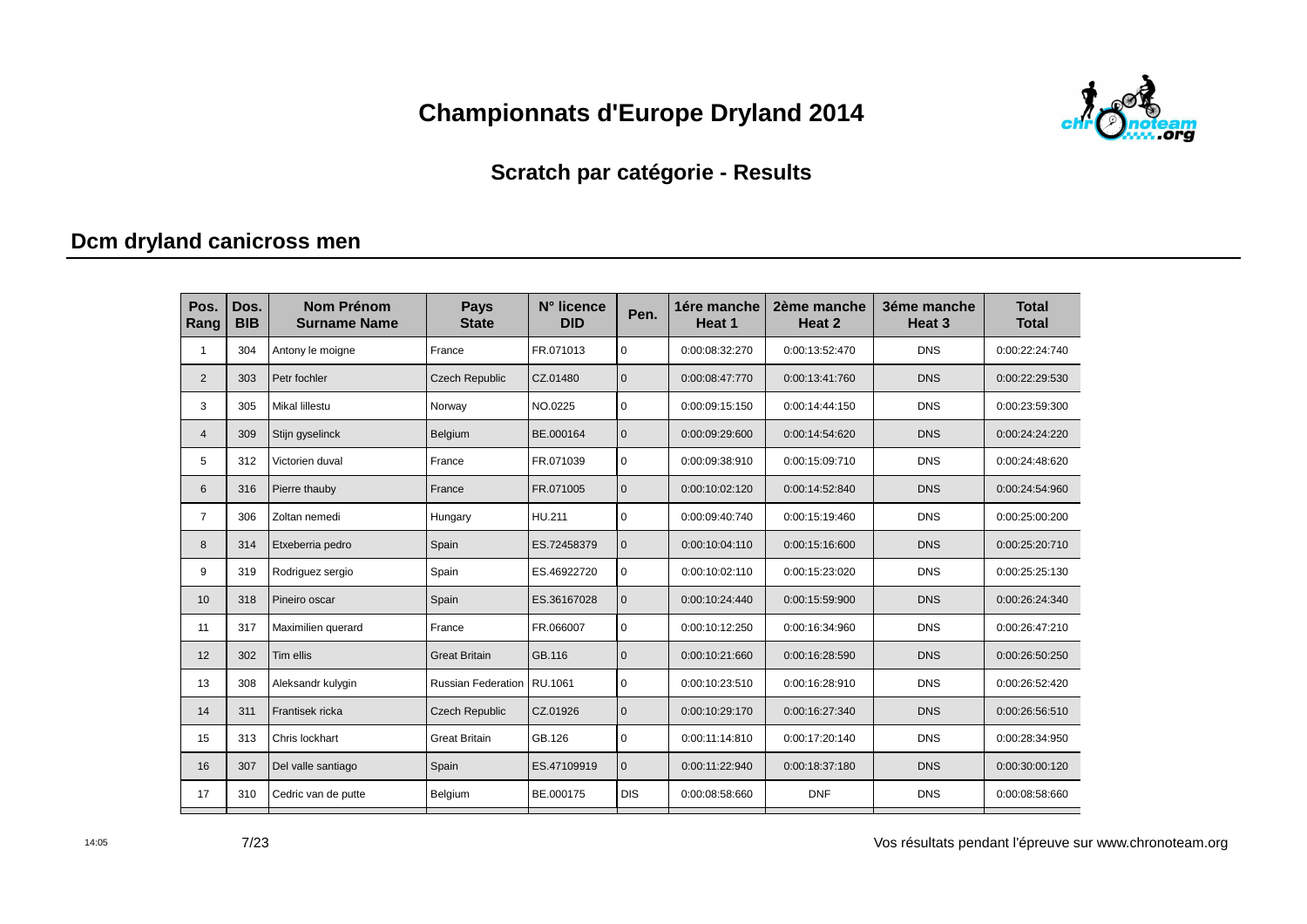# Championnats d'Europe Dryland 2014

## Scratch par catégorie - Results

### Dcm dryland canicross men

| Pos. Rang | Dos. BIB | Nom Prénom Surname Name | Pays State | N° licence DID | Pen. | 1ére manche Heat 1 | 2ème manche Heat 2 | 3éme manche Heat 3 | Total Total |
|---|---|---|---|---|---|---|---|---|---|
| 1 | 304 | Antony le moigne | France | FR.071013 | 0 | 0:00:08:32:270 | 0:00:13:52:470 | DNS | 0:00:22:24:740 |
| 2 | 303 | Petr fochler | Czech Republic | CZ.01480 | 0 | 0:00:08:47:770 | 0:00:13:41:760 | DNS | 0:00:22:29:530 |
| 3 | 305 | Mikal lillestu | Norway | NO.0225 | 0 | 0:00:09:15:150 | 0:00:14:44:150 | DNS | 0:00:23:59:300 |
| 4 | 309 | Stijn gyselinck | Belgium | BE.000164 | 0 | 0:00:09:29:600 | 0:00:14:54:620 | DNS | 0:00:24:24:220 |
| 5 | 312 | Victorien duval | France | FR.071039 | 0 | 0:00:09:38:910 | 0:00:15:09:710 | DNS | 0:00:24:48:620 |
| 6 | 316 | Pierre thauby | France | FR.071005 | 0 | 0:00:10:02:120 | 0:00:14:52:840 | DNS | 0:00:24:54:960 |
| 7 | 306 | Zoltan nemedi | Hungary | HU.211 | 0 | 0:00:09:40:740 | 0:00:15:19:460 | DNS | 0:00:25:00:200 |
| 8 | 314 | Etxeberria pedro | Spain | ES.72458379 | 0 | 0:00:10:04:110 | 0:00:15:16:600 | DNS | 0:00:25:20:710 |
| 9 | 319 | Rodriguez sergio | Spain | ES.46922720 | 0 | 0:00:10:02:110 | 0:00:15:23:020 | DNS | 0:00:25:25:130 |
| 10 | 318 | Pineiro oscar | Spain | ES.36167028 | 0 | 0:00:10:24:440 | 0:00:15:59:900 | DNS | 0:00:26:24:340 |
| 11 | 317 | Maximilien querard | France | FR.066007 | 0 | 0:00:10:12:250 | 0:00:16:34:960 | DNS | 0:00:26:47:210 |
| 12 | 302 | Tim ellis | Great Britain | GB.116 | 0 | 0:00:10:21:660 | 0:00:16:28:590 | DNS | 0:00:26:50:250 |
| 13 | 308 | Aleksandr kulygin | Russian Federation | RU.1061 | 0 | 0:00:10:23:510 | 0:00:16:28:910 | DNS | 0:00:26:52:420 |
| 14 | 311 | Frantisek ricka | Czech Republic | CZ.01926 | 0 | 0:00:10:29:170 | 0:00:16:27:340 | DNS | 0:00:26:56:510 |
| 15 | 313 | Chris lockhart | Great Britain | GB.126 | 0 | 0:00:11:14:810 | 0:00:17:20:140 | DNS | 0:00:28:34:950 |
| 16 | 307 | Del valle santiago | Spain | ES.47109919 | 0 | 0:00:11:22:940 | 0:00:18:37:180 | DNS | 0:00:30:00:120 |
| 17 | 310 | Cedric van de putte | Belgium | BE.000175 | DIS | 0:00:08:58:660 | DNF | DNS | 0:00:08:58:660 |

14:05

Vos résultats pendant l'épreuve sur www.chronoteam.org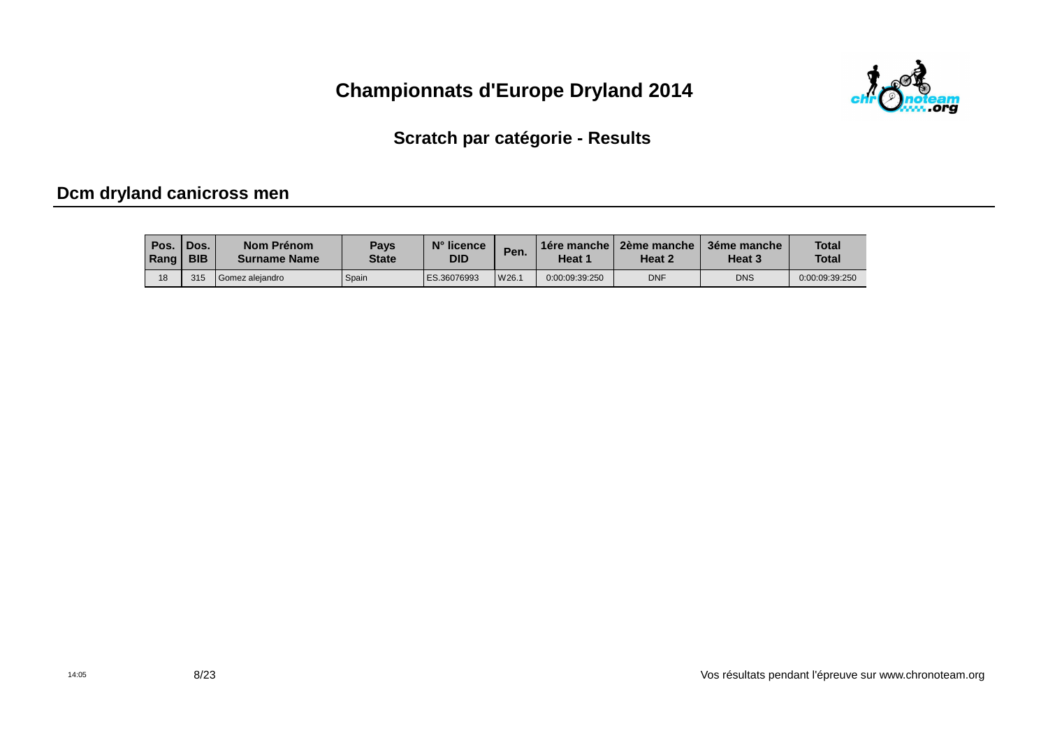# Championnats d'Europe Dryland 2014

## Scratch par catégorie - Results

### Dcm dryland canicross men

| Pos. Rang | Dos. BIB | Nom Prénom Surname Name | Pays State | N° licence DID | Pen. | 1ére manche Heat 1 | 2ème manche Heat 2 | 3éme manche Heat 3 | Total Total |
|---|---|---|---|---|---|---|---|---|---|
| 18 | 315 | Gomez alejandro | Spain | ES.36076993 | W26.1 | 0:00:09:39:250 | DNF | DNS | 0:00:09:39:250 |

14:05

Vos résultats pendant l'épreuve sur www.chronoteam.org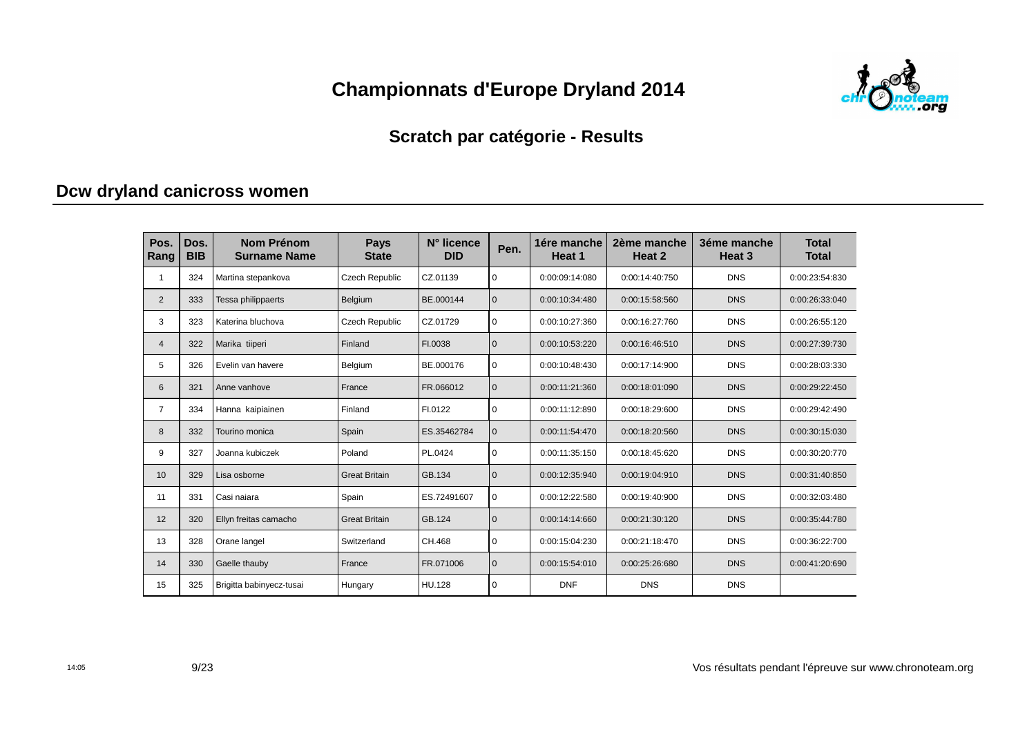# Championnats d'Europe Dryland 2014

## Scratch par catégorie - Results

### Dcw dryland canicross women

| Pos. Rang | Dos. BIB | Nom Prénom Surname Name | Pays State | N° licence DID | Pen. | 1ére manche Heat 1 | 2ème manche Heat 2 | 3éme manche Heat 3 | Total Total |
|---|---|---|---|---|---|---|---|---|---|
| 1 | 324 | Martina stepankova | Czech Republic | CZ.01139 | 0 | 0:00:09:14:080 | 0:00:14:40:750 | DNS | 0:00:23:54:830 |
| 2 | 333 | Tessa philippaerts | Belgium | BE.000144 | 0 | 0:00:10:34:480 | 0:00:15:58:560 | DNS | 0:00:26:33:040 |
| 3 | 323 | Katerina bluchova | Czech Republic | CZ.01729 | 0 | 0:00:10:27:360 | 0:00:16:27:760 | DNS | 0:00:26:55:120 |
| 4 | 322 | Marika tiiperi | Finland | FI.0038 | 0 | 0:00:10:53:220 | 0:00:16:46:510 | DNS | 0:00:27:39:730 |
| 5 | 326 | Evelin van havere | Belgium | BE.000176 | 0 | 0:00:10:48:430 | 0:00:17:14:900 | DNS | 0:00:28:03:330 |
| 6 | 321 | Anne vanhove | France | FR.066012 | 0 | 0:00:11:21:360 | 0:00:18:01:090 | DNS | 0:00:29:22:450 |
| 7 | 334 | Hanna kaipiainen | Finland | FI.0122 | 0 | 0:00:11:12:890 | 0:00:18:29:600 | DNS | 0:00:29:42:490 |
| 8 | 332 | Tourino monica | Spain | ES.35462784 | 0 | 0:00:11:54:470 | 0:00:18:20:560 | DNS | 0:00:30:15:030 |
| 9 | 327 | Joanna kubiczek | Poland | PL.0424 | 0 | 0:00:11:35:150 | 0:00:18:45:620 | DNS | 0:00:30:20:770 |
| 10 | 329 | Lisa osborne | Great Britain | GB.134 | 0 | 0:00:12:35:940 | 0:00:19:04:910 | DNS | 0:00:31:40:850 |
| 11 | 331 | Casi naiara | Spain | ES.72491607 | 0 | 0:00:12:22:580 | 0:00:19:40:900 | DNS | 0:00:32:03:480 |
| 12 | 320 | Ellyn freitas camacho | Great Britain | GB.124 | 0 | 0:00:14:14:660 | 0:00:21:30:120 | DNS | 0:00:35:44:780 |
| 13 | 328 | Orane langel | Switzerland | CH.468 | 0 | 0:00:15:04:230 | 0:00:21:18:470 | DNS | 0:00:36:22:700 |
| 14 | 330 | Gaelle thauby | France | FR.071006 | 0 | 0:00:15:54:010 | 0:00:25:26:680 | DNS | 0:00:41:20:690 |
| 15 | 325 | Brigitta babinyecz-tusai | Hungary | HU.128 | 0 | DNF | DNS | DNS | |

14:05

Vos résultats pendant l'épreuve sur www.chronoteam.org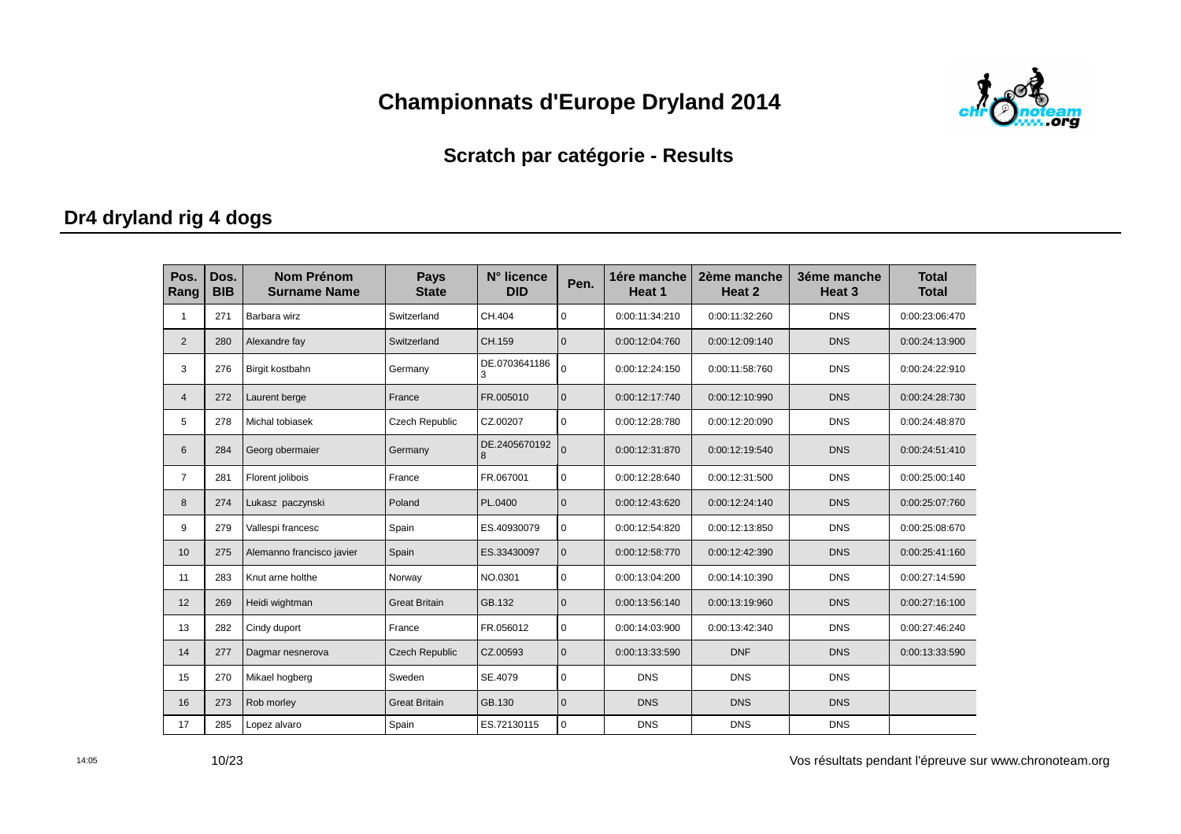# Championnats d'Europe Dryland 2014

## Scratch par catégorie - Results

## Dr4 dryland rig 4 dogs

| Pos. Rang | Dos. BIB | Nom Prénom Surname Name | Pays State | N° licence DID | Pen. | 1ére manche Heat 1 | 2ème manche Heat 2 | 3éme manche Heat 3 | Total Total |
|---|---|---|---|---|---|---|---|---|---|
| 1 | 271 | Barbara wirz | Switzerland | CH.404 | 0 | 0:00:11:34:210 | 0:00:11:32:260 | DNS | 0:00:23:06:470 |
| 2 | 280 | Alexandre fay | Switzerland | CH.159 | 0 | 0:00:12:04:760 | 0:00:12:09:140 | DNS | 0:00:24:13:900 |
| 3 | 276 | Birgit kostbahn | Germany | DE.07036411863 | 0 | 0:00:12:24:150 | 0:00:11:58:760 | DNS | 0:00:24:22:910 |
| 4 | 272 | Laurent berge | France | FR.005010 | 0 | 0:00:12:17:740 | 0:00:12:10:990 | DNS | 0:00:24:28:730 |
| 5 | 278 | Michal tobiasek | Czech Republic | CZ.00207 | 0 | 0:00:12:28:780 | 0:00:12:20:090 | DNS | 0:00:24:48:870 |
| 6 | 284 | Georg obermaier | Germany | DE.24056701928 | 0 | 0:00:12:31:870 | 0:00:12:19:540 | DNS | 0:00:24:51:410 |
| 7 | 281 | Florent jolibois | France | FR.067001 | 0 | 0:00:12:28:640 | 0:00:12:31:500 | DNS | 0:00:25:00:140 |
| 8 | 274 | Lukasz paczynski | Poland | PL.0400 | 0 | 0:00:12:43:620 | 0:00:12:24:140 | DNS | 0:00:25:07:760 |
| 9 | 279 | Vallespi francesc | Spain | ES.40930079 | 0 | 0:00:12:54:820 | 0:00:12:13:850 | DNS | 0:00:25:08:670 |
| 10 | 275 | Alemanno francisco javier | Spain | ES.33430097 | 0 | 0:00:12:58:770 | 0:00:12:42:390 | DNS | 0:00:25:41:160 |
| 11 | 283 | Knut arne holthe | Norway | NO.0301 | 0 | 0:00:13:04:200 | 0:00:14:10:390 | DNS | 0:00:27:14:590 |
| 12 | 269 | Heidi wightman | Great Britain | GB.132 | 0 | 0:00:13:56:140 | 0:00:13:19:960 | DNS | 0:00:27:16:100 |
| 13 | 282 | Cindy duport | France | FR.056012 | 0 | 0:00:14:03:900 | 0:00:13:42:340 | DNS | 0:00:27:46:240 |
| 14 | 277 | Dagmar nesnerova | Czech Republic | CZ.00593 | 0 | 0:00:13:33:590 | DNF | DNS | 0:00:13:33:590 |
| 15 | 270 | Mikael hogberg | Sweden | SE.4079 | 0 | DNS | DNS | DNS | |
| 16 | 273 | Rob morley | Great Britain | GB.130 | 0 | DNS | DNS | DNS | |
| 17 | 285 | Lopez alvaro | Spain | ES.72130115 | 0 | DNS | DNS | DNS | |

Vos résultats pendant l'épreuve sur www.chronoteam.org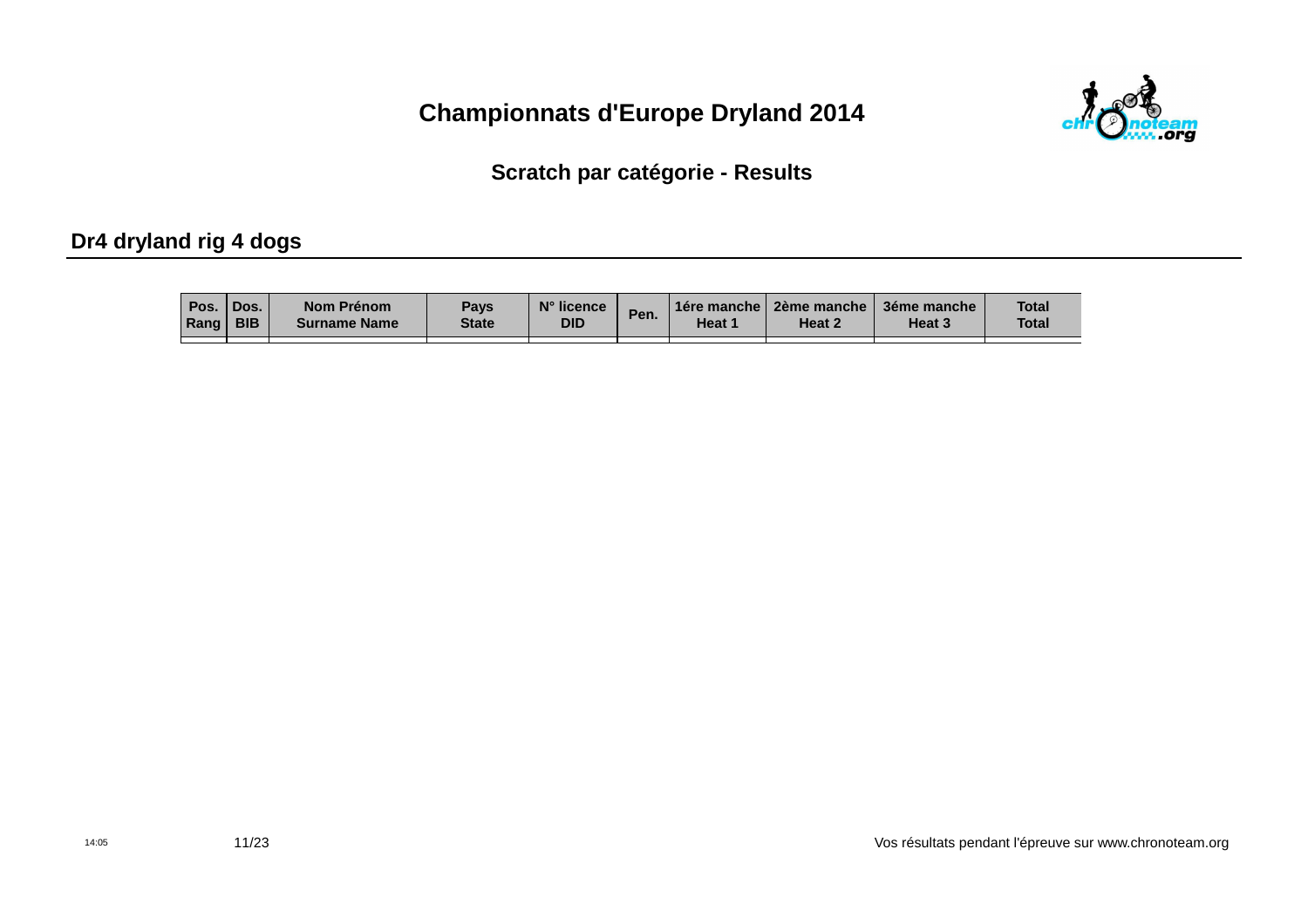# Championnats d'Europe Dryland 2014

## Scratch par catégorie - Results

### Dr4 dryland rig 4 dogs

| Pos. Rang | Dos. BIB | Nom Prénom Surname Name | Pays State | N° licence DID | Pen. | 1ére manche Heat 1 | 2ème manche Heat 2 | 3éme manche Heat 3 | Total Total |
|---|---|---|---|---|---|---|---|---|---|
| | | | | | | | | | |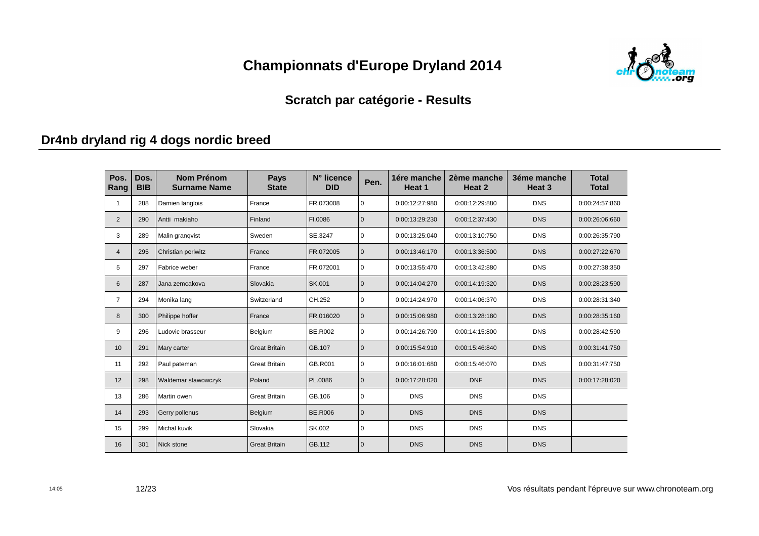# Championnats d'Europe Dryland 2014

## Scratch par catégorie - Results

### Dr4nb dryland rig 4 dogs nordic breed

| Pos. Rang | Dos. BIB | Nom Prénom Surname Name | Pays State | N° licence DID | Pen. | 1ére manche Heat 1 | 2ème manche Heat 2 | 3éme manche Heat 3 | Total Total |
|---|---|---|---|---|---|---|---|---|---|
| 1 | 288 | Damien langlois | France | FR.073008 | 0 | 0:00:12:27:980 | 0:00:12:29:880 | DNS | 0:00:24:57:860 |
| 2 | 290 | Antti makiaho | Finland | FI.0086 | 0 | 0:00:13:29:230 | 0:00:12:37:430 | DNS | 0:00:26:06:660 |
| 3 | 289 | Malin granqvist | Sweden | SE.3247 | 0 | 0:00:13:25:040 | 0:00:13:10:750 | DNS | 0:00:26:35:790 |
| 4 | 295 | Christian perlwitz | France | FR.072005 | 0 | 0:00:13:46:170 | 0:00:13:36:500 | DNS | 0:00:27:22:670 |
| 5 | 297 | Fabrice weber | France | FR.072001 | 0 | 0:00:13:55:470 | 0:00:13:42:880 | DNS | 0:00:27:38:350 |
| 6 | 287 | Jana zemcakova | Slovakia | SK.001 | 0 | 0:00:14:04:270 | 0:00:14:19:320 | DNS | 0:00:28:23:590 |
| 7 | 294 | Monika lang | Switzerland | CH.252 | 0 | 0:00:14:24:970 | 0:00:14:06:370 | DNS | 0:00:28:31:340 |
| 8 | 300 | Philippe hoffer | France | FR.016020 | 0 | 0:00:15:06:980 | 0:00:13:28:180 | DNS | 0:00:28:35:160 |
| 9 | 296 | Ludovic brasseur | Belgium | BE.R002 | 0 | 0:00:14:26:790 | 0:00:14:15:800 | DNS | 0:00:28:42:590 |
| 10 | 291 | Mary carter | Great Britain | GB.107 | 0 | 0:00:15:54:910 | 0:00:15:46:840 | DNS | 0:00:31:41:750 |
| 11 | 292 | Paul pateman | Great Britain | GB.R001 | 0 | 0:00:16:01:680 | 0:00:15:46:070 | DNS | 0:00:31:47:750 |
| 12 | 298 | Waldemar stawowczyk | Poland | PL.0086 | 0 | 0:00:17:28:020 | DNF | DNS | 0:00:17:28:020 |
| 13 | 286 | Martin owen | Great Britain | GB.106 | 0 | DNS | DNS | DNS | |
| 14 | 293 | Gerry pollenus | Belgium | BE.R006 | 0 | DNS | DNS | DNS | |
| 15 | 299 | Michal kuvik | Slovakia | SK.002 | 0 | DNS | DNS | DNS | |
| 16 | 301 | Nick stone | Great Britain | GB.112 | 0 | DNS | DNS | DNS | |

14:05

Vos résultats pendant l'épreuve sur www.chronoteam.org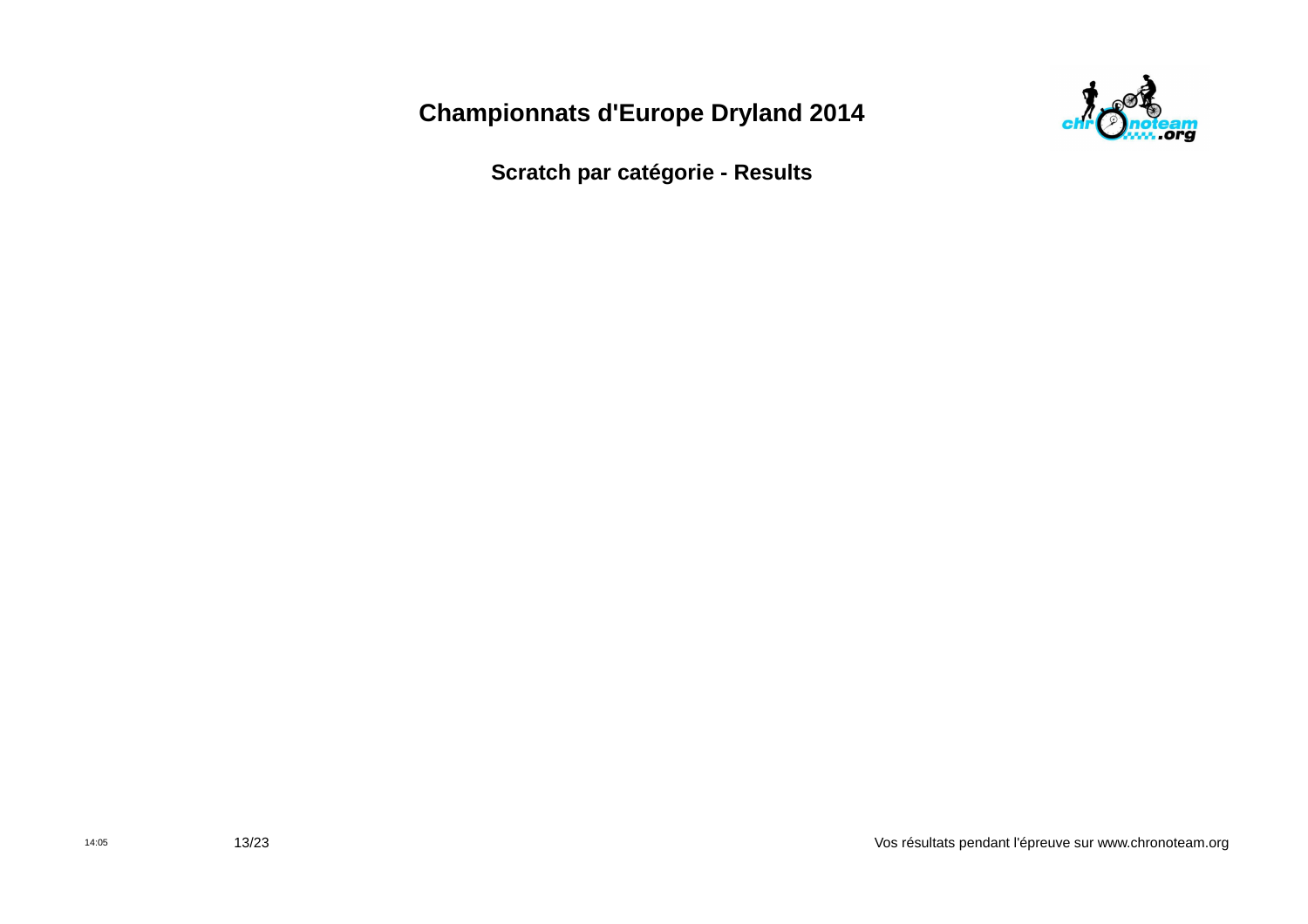# Championnats d'Europe Dryland 2014

## Scratch par catégorie - Results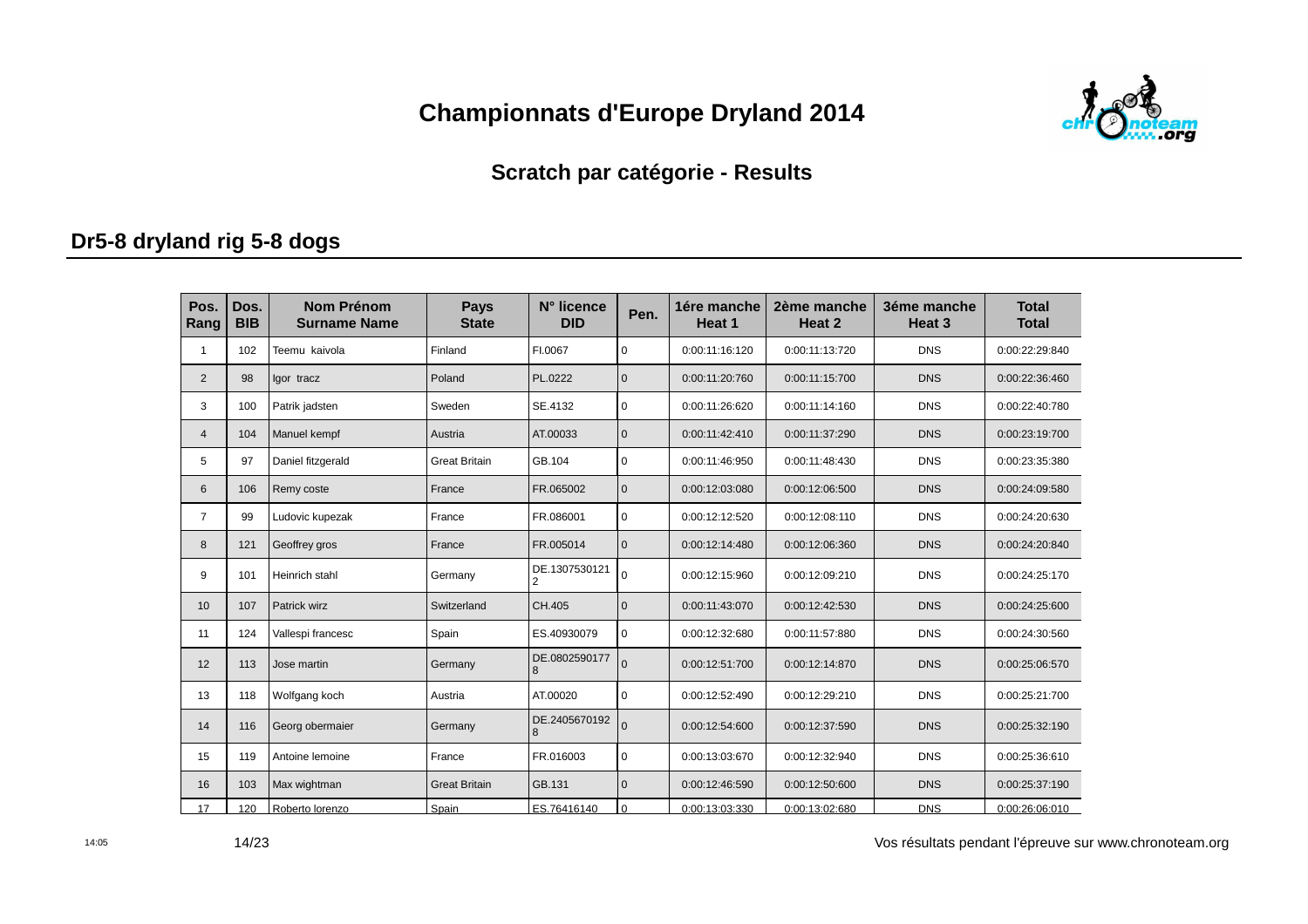# Championnats d'Europe Dryland 2014

## Scratch par catégorie - Results

### Dr5-8 dryland rig 5-8 dogs

| Pos. Rang | Dos. BIB | Nom Prénom Surname Name | Pays State | N° licence DID | Pen. | 1ére manche Heat 1 | 2ème manche Heat 2 | 3éme manche Heat 3 | Total Total |
|---|---|---|---|---|---|---|---|---|---|
| 1 | 102 | Teemu kaivola | Finland | FI.0067 | 0 | 0:00:11:16:120 | 0:00:11:13:720 | DNS | 0:00:22:29:840 |
| 2 | 98 | Igor tracz | Poland | PL.0222 | 0 | 0:00:11:20:760 | 0:00:11:15:700 | DNS | 0:00:22:36:460 |
| 3 | 100 | Patrik jadsten | Sweden | SE.4132 | 0 | 0:00:11:26:620 | 0:00:11:14:160 | DNS | 0:00:22:40:780 |
| 4 | 104 | Manuel kempf | Austria | AT.00033 | 0 | 0:00:11:42:410 | 0:00:11:37:290 | DNS | 0:00:23:19:700 |
| 5 | 97 | Daniel fitzgerald | Great Britain | GB.104 | 0 | 0:00:11:46:950 | 0:00:11:48:430 | DNS | 0:00:23:35:380 |
| 6 | 106 | Remy coste | France | FR.065002 | 0 | 0:00:12:03:080 | 0:00:12:06:500 | DNS | 0:00:24:09:580 |
| 7 | 99 | Ludovic kupezak | France | FR.086001 | 0 | 0:00:12:12:520 | 0:00:12:08:110 | DNS | 0:00:24:20:630 |
| 8 | 121 | Geoffrey gros | France | FR.005014 | 0 | 0:00:12:14:480 | 0:00:12:06:360 | DNS | 0:00:24:20:840 |
| 9 | 101 | Heinrich stahl | Germany | DE.13075301212 | 0 | 0:00:12:15:960 | 0:00:12:09:210 | DNS | 0:00:24:25:170 |
| 10 | 107 | Patrick wirz | Switzerland | CH.405 | 0 | 0:00:11:43:070 | 0:00:12:42:530 | DNS | 0:00:24:25:600 |
| 11 | 124 | Vallespi francesc | Spain | ES.40930079 | 0 | 0:00:12:32:680 | 0:00:11:57:880 | DNS | 0:00:24:30:560 |
| 12 | 113 | Jose martin | Germany | DE.08025901778 | 0 | 0:00:12:51:700 | 0:00:12:14:870 | DNS | 0:00:25:06:570 |
| 13 | 118 | Wolfgang koch | Austria | AT.00020 | 0 | 0:00:12:52:490 | 0:00:12:29:210 | DNS | 0:00:25:21:700 |
| 14 | 116 | Georg obermaier | Germany | DE.24056701928 | 0 | 0:00:12:54:600 | 0:00:12:37:590 | DNS | 0:00:25:32:190 |
| 15 | 119 | Antoine lemoine | France | FR.016003 | 0 | 0:00:13:03:670 | 0:00:12:32:940 | DNS | 0:00:25:36:610 |
| 16 | 103 | Max wightman | Great Britain | GB.131 | 0 | 0:00:12:46:590 | 0:00:12:50:600 | DNS | 0:00:25:37:190 |
| 17 | 120 | Roberto lorenzo | Spain | ES.76416140 | 0 | 0:00:13:03:330 | 0:00:13:02:680 | DNS | 0:00:26:06:010 |

Vos résultats pendant l'épreuve sur www.chronoteam.org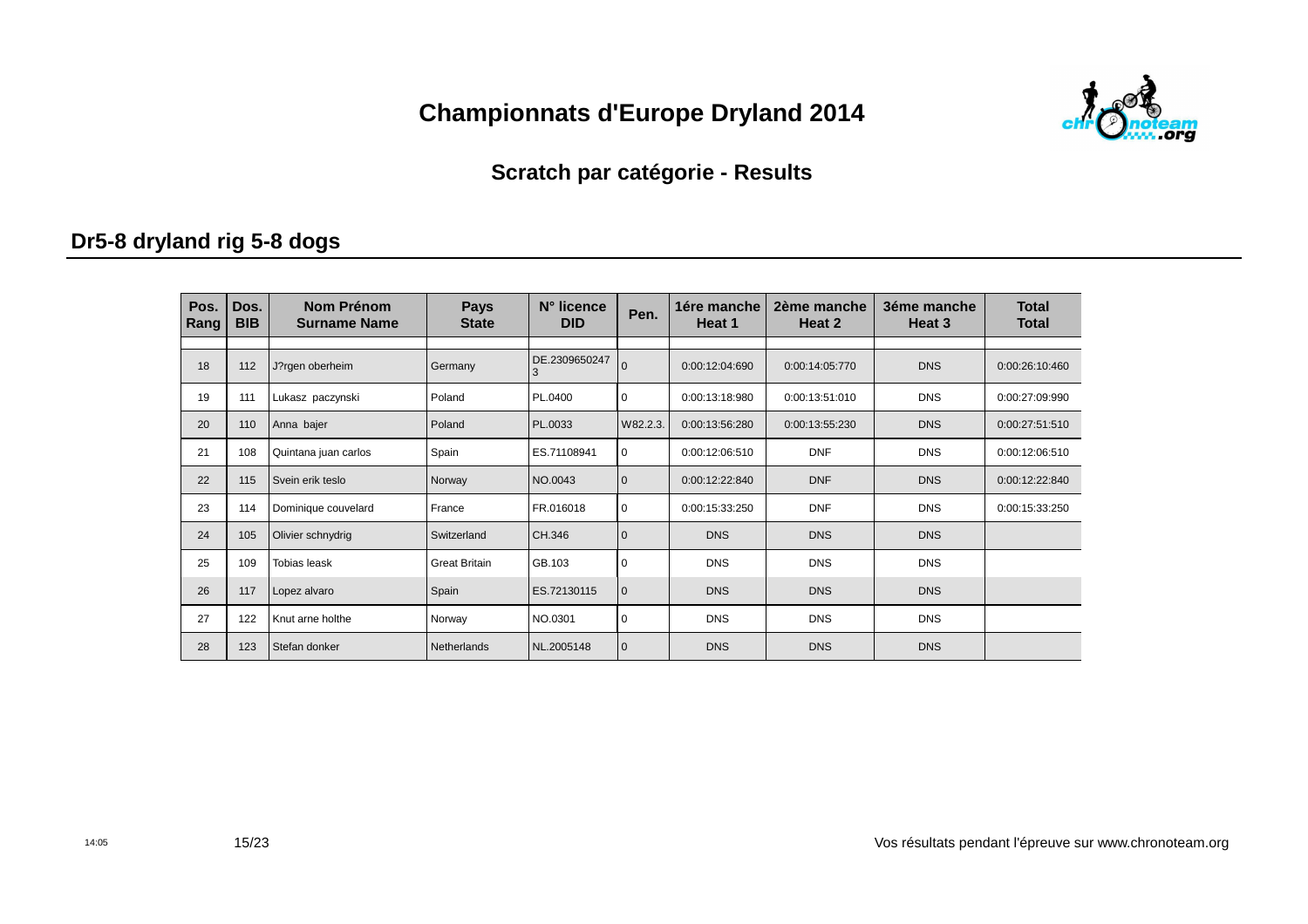# Championnats d'Europe Dryland 2014

## Scratch par catégorie - Results

### Dr5-8 dryland rig 5-8 dogs

| Pos. Rang | Dos. BIB | Nom Prénom Surname Name | Pays State | N° licence DID | Pen. | 1ére manche Heat 1 | 2ème manche Heat 2 | 3éme manche Heat 3 | Total Total |
|---|---|---|---|---|---|---|---|---|---|
| | | | | | | | | | |
| 18 | 112 | J?rgen oberheim | Germany | DE.23096502473 | 0 | 0:00:12:04:690 | 0:00:14:05:770 | DNS | 0:00:26:10:460 |
| 19 | 111 | Lukasz paczynski | Poland | PL.0400 | 0 | 0:00:13:18:980 | 0:00:13:51:010 | DNS | 0:00:27:09:990 |
| 20 | 110 | Anna bajer | Poland | PL.0033 | W82.2.3. | 0:00:13:56:280 | 0:00:13:55:230 | DNS | 0:00:27:51:510 |
| 21 | 108 | Quintana juan carlos | Spain | ES.71108941 | 0 | 0:00:12:06:510 | DNF | DNS | 0:00:12:06:510 |
| 22 | 115 | Svein erik teslo | Norway | NO.0043 | 0 | 0:00:12:22:840 | DNF | DNS | 0:00:12:22:840 |
| 23 | 114 | Dominique couvelard | France | FR.016018 | 0 | 0:00:15:33:250 | DNF | DNS | 0:00:15:33:250 |
| 24 | 105 | Olivier schnydrig | Switzerland | CH.346 | 0 | DNS | DNS | DNS | |
| 25 | 109 | Tobias leask | Great Britain | GB.103 | 0 | DNS | DNS | DNS | |
| 26 | 117 | Lopez alvaro | Spain | ES.72130115 | 0 | DNS | DNS | DNS | |
| 27 | 122 | Knut arne holthe | Norway | NO.0301 | 0 | DNS | DNS | DNS | |
| 28 | 123 | Stefan donker | Netherlands | NL.2005148 | 0 | DNS | DNS | DNS | |

Vos résultats pendant l'épreuve sur www.chronoteam.org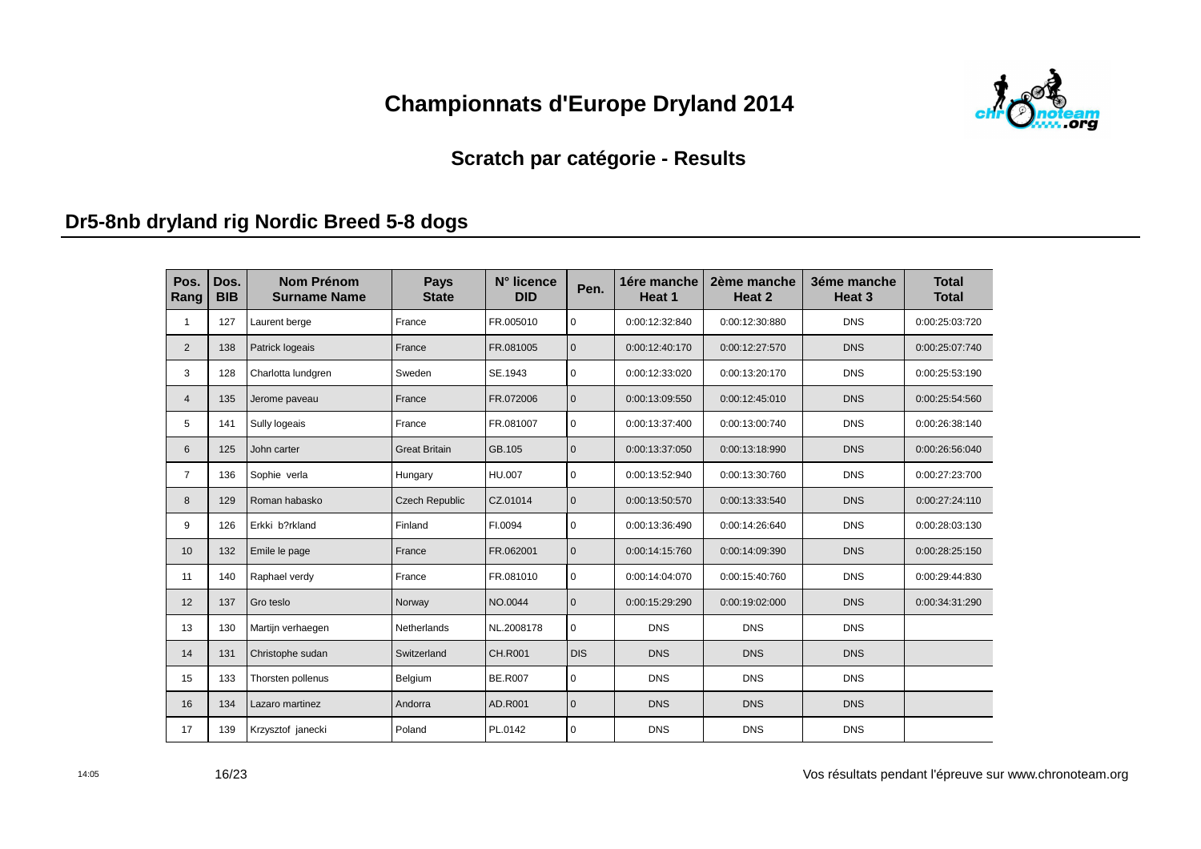# Championnats d'Europe Dryland 2014

## Scratch par catégorie - Results

### Dr5-8nb dryland rig Nordic Breed 5-8 dogs

| Pos. Rang | Dos. BIB | Nom Prénom Surname Name | Pays State | N° licence DID | Pen. | 1ére manche Heat 1 | 2ème manche Heat 2 | 3éme manche Heat 3 | Total Total |
|---|---|---|---|---|---|---|---|---|---|
| 1 | 127 | Laurent berge | France | FR.005010 | 0 | 0:00:12:32:840 | 0:00:12:30:880 | DNS | 0:00:25:03:720 |
| 2 | 138 | Patrick logeais | France | FR.081005 | 0 | 0:00:12:40:170 | 0:00:12:27:570 | DNS | 0:00:25:07:740 |
| 3 | 128 | Charlotta lundgren | Sweden | SE.1943 | 0 | 0:00:12:33:020 | 0:00:13:20:170 | DNS | 0:00:25:53:190 |
| 4 | 135 | Jerome paveau | France | FR.072006 | 0 | 0:00:13:09:550 | 0:00:12:45:010 | DNS | 0:00:25:54:560 |
| 5 | 141 | Sully logeais | France | FR.081007 | 0 | 0:00:13:37:400 | 0:00:13:00:740 | DNS | 0:00:26:38:140 |
| 6 | 125 | John carter | Great Britain | GB.105 | 0 | 0:00:13:37:050 | 0:00:13:18:990 | DNS | 0:00:26:56:040 |
| 7 | 136 | Sophie verla | Hungary | HU.007 | 0 | 0:00:13:52:940 | 0:00:13:30:760 | DNS | 0:00:27:23:700 |
| 8 | 129 | Roman habasko | Czech Republic | CZ.01014 | 0 | 0:00:13:50:570 | 0:00:13:33:540 | DNS | 0:00:27:24:110 |
| 9 | 126 | Erkki b?rkland | Finland | FI.0094 | 0 | 0:00:13:36:490 | 0:00:14:26:640 | DNS | 0:00:28:03:130 |
| 10 | 132 | Emile le page | France | FR.062001 | 0 | 0:00:14:15:760 | 0:00:14:09:390 | DNS | 0:00:28:25:150 |
| 11 | 140 | Raphael verdy | France | FR.081010 | 0 | 0:00:14:04:070 | 0:00:15:40:760 | DNS | 0:00:29:44:830 |
| 12 | 137 | Gro teslo | Norway | NO.0044 | 0 | 0:00:15:29:290 | 0:00:19:02:000 | DNS | 0:00:34:31:290 |
| 13 | 130 | Martijn verhaegen | Netherlands | NL.2008178 | 0 | DNS | DNS | DNS | |
| 14 | 131 | Christophe sudan | Switzerland | CH.R001 | DIS | DNS | DNS | DNS | |
| 15 | 133 | Thorsten pollenus | Belgium | BE.R007 | 0 | DNS | DNS | DNS | |
| 16 | 134 | Lazaro martinez | Andorra | AD.R001 | 0 | DNS | DNS | DNS | |
| 17 | 139 | Krzysztof janecki | Poland | PL.0142 | 0 | DNS | DNS | DNS | |

Vos résultats pendant l'épreuve sur www.chronoteam.org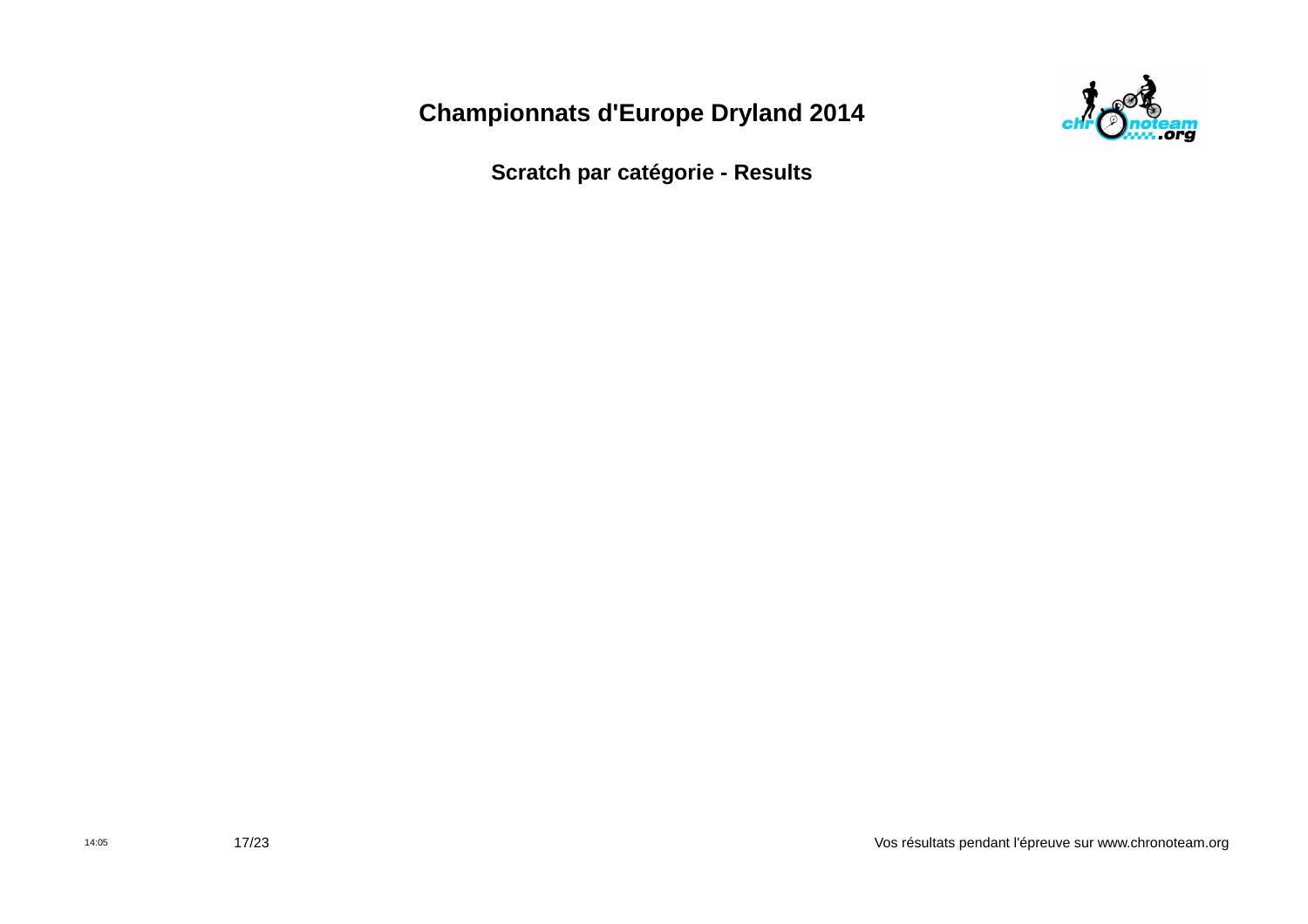# Championnats d'Europe Dryland 2014

## Scratch par catégorie - Results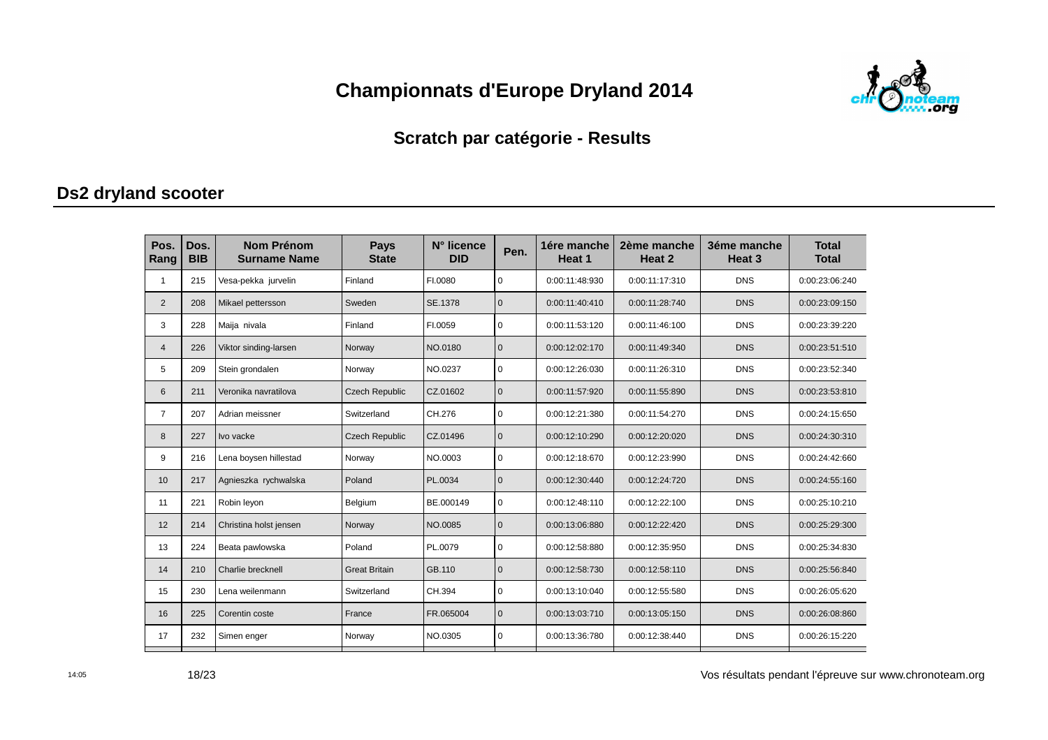# Championnats d'Europe Dryland 2014

## Scratch par catégorie - Results

### Ds2 dryland scooter

| Pos. Rang | Dos. BIB | Nom Prénom Surname Name | Pays State | N° licence DID | Pen. | 1ére manche Heat 1 | 2ème manche Heat 2 | 3éme manche Heat 3 | Total Total |
|---|---|---|---|---|---|---|---|---|---|
| 1 | 215 | Vesa-pekka jurvelin | Finland | FI.0080 | 0 | 0:00:11:48:930 | 0:00:11:17:310 | DNS | 0:00:23:06:240 |
| 2 | 208 | Mikael pettersson | Sweden | SE.1378 | 0 | 0:00:11:40:410 | 0:00:11:28:740 | DNS | 0:00:23:09:150 |
| 3 | 228 | Maija nivala | Finland | FI.0059 | 0 | 0:00:11:53:120 | 0:00:11:46:100 | DNS | 0:00:23:39:220 |
| 4 | 226 | Viktor sinding-larsen | Norway | NO.0180 | 0 | 0:00:12:02:170 | 0:00:11:49:340 | DNS | 0:00:23:51:510 |
| 5 | 209 | Stein grondalen | Norway | NO.0237 | 0 | 0:00:12:26:030 | 0:00:11:26:310 | DNS | 0:00:23:52:340 |
| 6 | 211 | Veronika navratilova | Czech Republic | CZ.01602 | 0 | 0:00:11:57:920 | 0:00:11:55:890 | DNS | 0:00:23:53:810 |
| 7 | 207 | Adrian meissner | Switzerland | CH.276 | 0 | 0:00:12:21:380 | 0:00:11:54:270 | DNS | 0:00:24:15:650 |
| 8 | 227 | Ivo vacke | Czech Republic | CZ.01496 | 0 | 0:00:12:10:290 | 0:00:12:20:020 | DNS | 0:00:24:30:310 |
| 9 | 216 | Lena boysen hillestad | Norway | NO.0003 | 0 | 0:00:12:18:670 | 0:00:12:23:990 | DNS | 0:00:24:42:660 |
| 10 | 217 | Agnieszka rychwalska | Poland | PL.0034 | 0 | 0:00:12:30:440 | 0:00:12:24:720 | DNS | 0:00:24:55:160 |
| 11 | 221 | Robin leyon | Belgium | BE.000149 | 0 | 0:00:12:48:110 | 0:00:12:22:100 | DNS | 0:00:25:10:210 |
| 12 | 214 | Christina holst jensen | Norway | NO.0085 | 0 | 0:00:13:06:880 | 0:00:12:22:420 | DNS | 0:00:25:29:300 |
| 13 | 224 | Beata pawlowska | Poland | PL.0079 | 0 | 0:00:12:58:880 | 0:00:12:35:950 | DNS | 0:00:25:34:830 |
| 14 | 210 | Charlie brecknell | Great Britain | GB.110 | 0 | 0:00:12:58:730 | 0:00:12:58:110 | DNS | 0:00:25:56:840 |
| 15 | 230 | Lena weilenmann | Switzerland | CH.394 | 0 | 0:00:13:10:040 | 0:00:12:55:580 | DNS | 0:00:26:05:620 |
| 16 | 225 | Corentin coste | France | FR.065004 | 0 | 0:00:13:03:710 | 0:00:13:05:150 | DNS | 0:00:26:08:860 |
| 17 | 232 | Simen enger | Norway | NO.0305 | 0 | 0:00:13:36:780 | 0:00:12:38:440 | DNS | 0:00:26:15:220 |

14:05

Vos résultats pendant l'épreuve sur www.chronoteam.org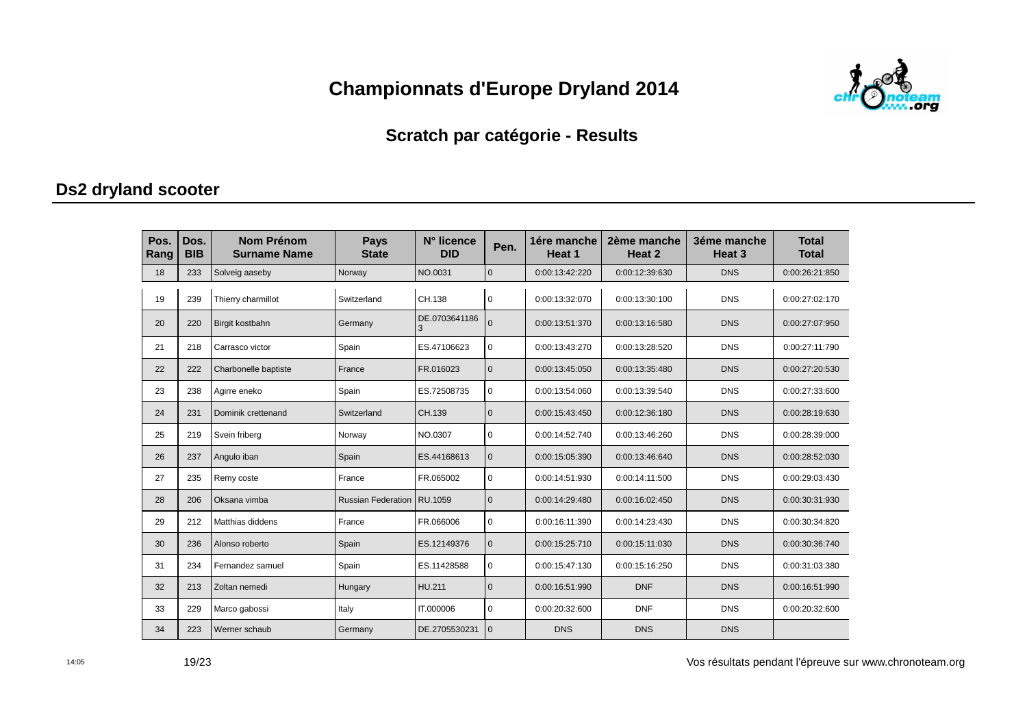# Championnats d'Europe Dryland 2014

## Scratch par catégorie - Results

### Ds2 dryland scooter

| Pos. Rang | Dos. BIB | Nom Prénom Surname Name | Pays State | N° licence DID | Pen. | 1ére manche Heat 1 | 2ème manche Heat 2 | 3éme manche Heat 3 | Total Total |
|---|---|---|---|---|---|---|---|---|---|
| 18 | 233 | Solveig aaseby | Norway | NO.0031 | 0 | 0:00:13:42:220 | 0:00:12:39:630 | DNS | 0:00:26:21:850 |
| 19 | 239 | Thierry charmillot | Switzerland | CH.138 | 0 | 0:00:13:32:070 | 0:00:13:30:100 | DNS | 0:00:27:02:170 |
| 20 | 220 | Birgit kostbahn | Germany | DE.07036411863 | 0 | 0:00:13:51:370 | 0:00:13:16:580 | DNS | 0:00:27:07:950 |
| 21 | 218 | Carrasco victor | Spain | ES.47106623 | 0 | 0:00:13:43:270 | 0:00:13:28:520 | DNS | 0:00:27:11:790 |
| 22 | 222 | Charbonelle baptiste | France | FR.016023 | 0 | 0:00:13:45:050 | 0:00:13:35:480 | DNS | 0:00:27:20:530 |
| 23 | 238 | Agirre eneko | Spain | ES.72508735 | 0 | 0:00:13:54:060 | 0:00:13:39:540 | DNS | 0:00:27:33:600 |
| 24 | 231 | Dominik crettenand | Switzerland | CH.139 | 0 | 0:00:15:43:450 | 0:00:12:36:180 | DNS | 0:00:28:19:630 |
| 25 | 219 | Svein friberg | Norway | NO.0307 | 0 | 0:00:14:52:740 | 0:00:13:46:260 | DNS | 0:00:28:39:000 |
| 26 | 237 | Angulo iban | Spain | ES.44168613 | 0 | 0:00:15:05:390 | 0:00:13:46:640 | DNS | 0:00:28:52:030 |
| 27 | 235 | Remy coste | France | FR.065002 | 0 | 0:00:14:51:930 | 0:00:14:11:500 | DNS | 0:00:29:03:430 |
| 28 | 206 | Oksana vimba | Russian Federation | RU.1059 | 0 | 0:00:14:29:480 | 0:00:16:02:450 | DNS | 0:00:30:31:930 |
| 29 | 212 | Matthias diddens | France | FR.066006 | 0 | 0:00:16:11:390 | 0:00:14:23:430 | DNS | 0:00:30:34:820 |
| 30 | 236 | Alonso roberto | Spain | ES.12149376 | 0 | 0:00:15:25:710 | 0:00:15:11:030 | DNS | 0:00:30:36:740 |
| 31 | 234 | Fernandez samuel | Spain | ES.11428588 | 0 | 0:00:15:47:130 | 0:00:15:16:250 | DNS | 0:00:31:03:380 |
| 32 | 213 | Zoltan nemedi | Hungary | HU.211 | 0 | 0:00:16:51:990 | DNF | DNS | 0:00:16:51:990 |
| 33 | 229 | Marco gabossi | Italy | IT.000006 | 0 | 0:00:20:32:600 | DNF | DNS | 0:00:20:32:600 |
| 34 | 223 | Werner schaub | Germany | DE.2705530231 | 0 | DNS | DNS | DNS | |

Vos résultats pendant l'épreuve sur www.chronoteam.org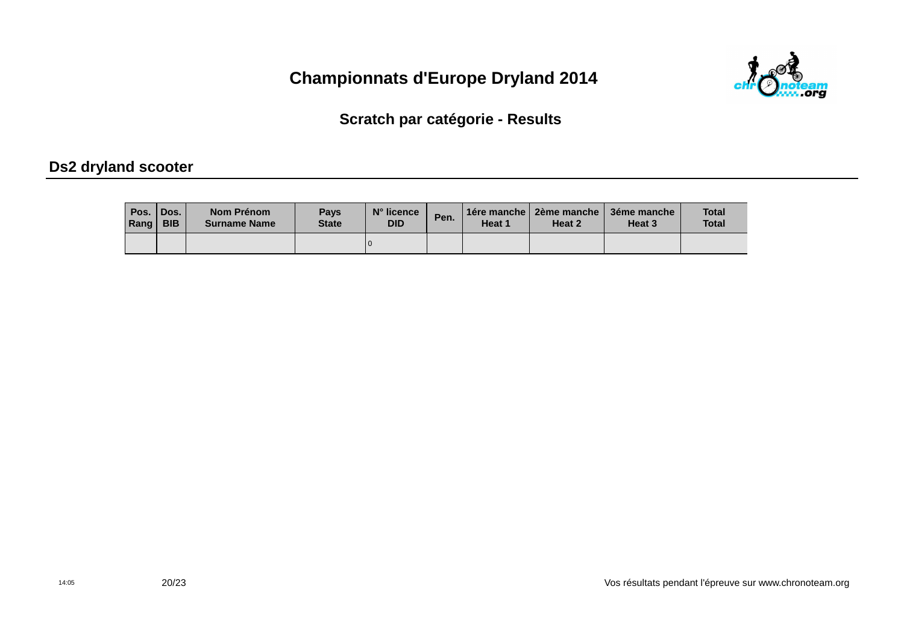# Championnats d'Europe Dryland 2014

## Scratch par catégorie - Results

### Ds2 dryland scooter

| Pos. Rang | Dos. BIB | Nom Prénom Surname Name | Pays State | N° licence DID | Pen. | 1ére manche Heat 1 | 2ème manche Heat 2 | 3éme manche Heat 3 | Total Total |
|---|---|---|---|---|---|---|---|---|---|
| | | | | 0 | | | | | |

14:05

Vos résultats pendant l'épreuve sur www.chronoteam.org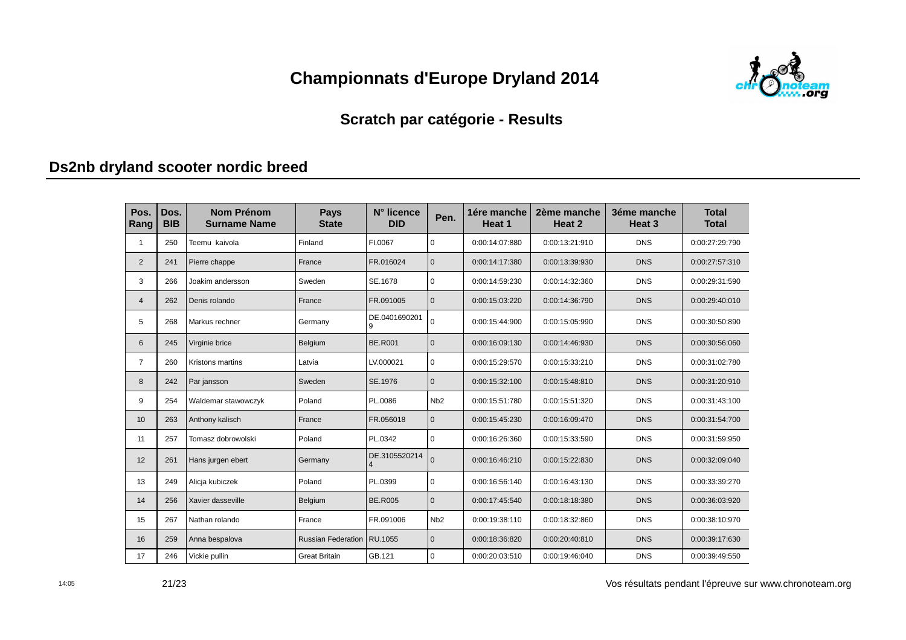# Championnats d'Europe Dryland 2014

## Scratch par catégorie - Results

### Ds2nb dryland scooter nordic breed

| Pos. Rang | Dos. BIB | Nom Prénom Surname Name | Pays State | N° licence DID | Pen. | 1ére manche Heat 1 | 2ème manche Heat 2 | 3éme manche Heat 3 | Total Total |
|---|---|---|---|---|---|---|---|---|---|
| 1 | 250 | Teemu kaivola | Finland | FI.0067 | 0 | 0:00:14:07:880 | 0:00:13:21:910 | DNS | 0:00:27:29:790 |
| 2 | 241 | Pierre chappe | France | FR.016024 | 0 | 0:00:14:17:380 | 0:00:13:39:930 | DNS | 0:00:27:57:310 |
| 3 | 266 | Joakim andersson | Sweden | SE.1678 | 0 | 0:00:14:59:230 | 0:00:14:32:360 | DNS | 0:00:29:31:590 |
| 4 | 262 | Denis rolando | France | FR.091005 | 0 | 0:00:15:03:220 | 0:00:14:36:790 | DNS | 0:00:29:40:010 |
| 5 | 268 | Markus rechner | Germany | DE.04016902019 | 0 | 0:00:15:44:900 | 0:00:15:05:990 | DNS | 0:00:30:50:890 |
| 6 | 245 | Virginie brice | Belgium | BE.R001 | 0 | 0:00:16:09:130 | 0:00:14:46:930 | DNS | 0:00:30:56:060 |
| 7 | 260 | Kristons martins | Latvia | LV.000021 | 0 | 0:00:15:29:570 | 0:00:15:33:210 | DNS | 0:00:31:02:780 |
| 8 | 242 | Par jansson | Sweden | SE.1976 | 0 | 0:00:15:32:100 | 0:00:15:48:810 | DNS | 0:00:31:20:910 |
| 9 | 254 | Waldemar stawowczyk | Poland | PL.0086 | Nb2 | 0:00:15:51:780 | 0:00:15:51:320 | DNS | 0:00:31:43:100 |
| 10 | 263 | Anthony kalisch | France | FR.056018 | 0 | 0:00:15:45:230 | 0:00:16:09:470 | DNS | 0:00:31:54:700 |
| 11 | 257 | Tomasz dobrowolski | Poland | PL.0342 | 0 | 0:00:16:26:360 | 0:00:15:33:590 | DNS | 0:00:31:59:950 |
| 12 | 261 | Hans jurgen ebert | Germany | DE.31055202144 | 0 | 0:00:16:46:210 | 0:00:15:22:830 | DNS | 0:00:32:09:040 |
| 13 | 249 | Alicja kubiczek | Poland | PL.0399 | 0 | 0:00:16:56:140 | 0:00:16:43:130 | DNS | 0:00:33:39:270 |
| 14 | 256 | Xavier dasseville | Belgium | BE.R005 | 0 | 0:00:17:45:540 | 0:00:18:18:380 | DNS | 0:00:36:03:920 |
| 15 | 267 | Nathan rolando | France | FR.091006 | Nb2 | 0:00:19:38:110 | 0:00:18:32:860 | DNS | 0:00:38:10:970 |
| 16 | 259 | Anna bespalova | Russian Federation | RU.1055 | 0 | 0:00:18:36:820 | 0:00:20:40:810 | DNS | 0:00:39:17:630 |
| 17 | 246 | Vickie pullin | Great Britain | GB.121 | 0 | 0:00:20:03:510 | 0:00:19:46:040 | DNS | 0:00:39:49:550 |

Vos résultats pendant l'épreuve sur www.chronoteam.org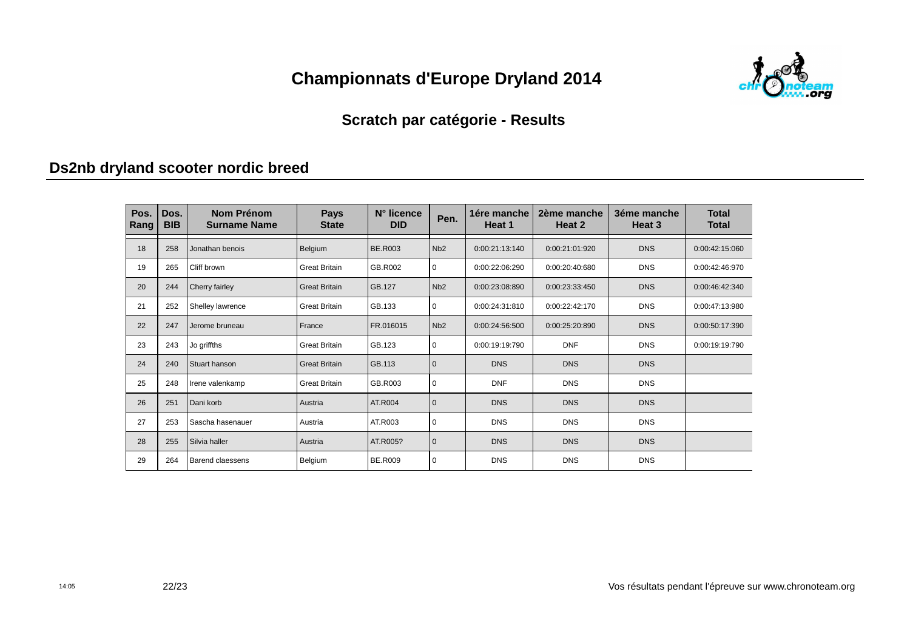# Championnats d'Europe Dryland 2014

## Scratch par catégorie - Results

### Ds2nb dryland scooter nordic breed

| Pos. Rang | Dos. BIB | Nom Prénom Surname Name | Pays State | N° licence DID | Pen. | 1ére manche Heat 1 | 2ème manche Heat 2 | 3éme manche Heat 3 | Total Total |
|---|---|---|---|---|---|---|---|---|---|
| 18 | 258 | Jonathan benois | Belgium | BE.R003 | Nb2 | 0:00:21:13:140 | 0:00:21:01:920 | DNS | 0:00:42:15:060 |
| 19 | 265 | Cliff brown | Great Britain | GB.R002 | 0 | 0:00:22:06:290 | 0:00:20:40:680 | DNS | 0:00:42:46:970 |
| 20 | 244 | Cherry fairley | Great Britain | GB.127 | Nb2 | 0:00:23:08:890 | 0:00:23:33:450 | DNS | 0:00:46:42:340 |
| 21 | 252 | Shelley lawrence | Great Britain | GB.133 | 0 | 0:00:24:31:810 | 0:00:22:42:170 | DNS | 0:00:47:13:980 |
| 22 | 247 | Jerome bruneau | France | FR.016015 | Nb2 | 0:00:24:56:500 | 0:00:25:20:890 | DNS | 0:00:50:17:390 |
| 23 | 243 | Jo griffths | Great Britain | GB.123 | 0 | 0:00:19:19:790 | DNF | DNS | 0:00:19:19:790 |
| 24 | 240 | Stuart hanson | Great Britain | GB.113 | 0 | DNS | DNS | DNS | |
| 25 | 248 | Irene valenkamp | Great Britain | GB.R003 | 0 | DNF | DNS | DNS | |
| 26 | 251 | Dani korb | Austria | AT.R004 | 0 | DNS | DNS | DNS | |
| 27 | 253 | Sascha hasenauer | Austria | AT.R003 | 0 | DNS | DNS | DNS | |
| 28 | 255 | Silvia haller | Austria | AT.R005? | 0 | DNS | DNS | DNS | |
| 29 | 264 | Barend claessens | Belgium | BE.R009 | 0 | DNS | DNS | DNS | |

Vos résultats pendant l'épreuve sur www.chronoteam.org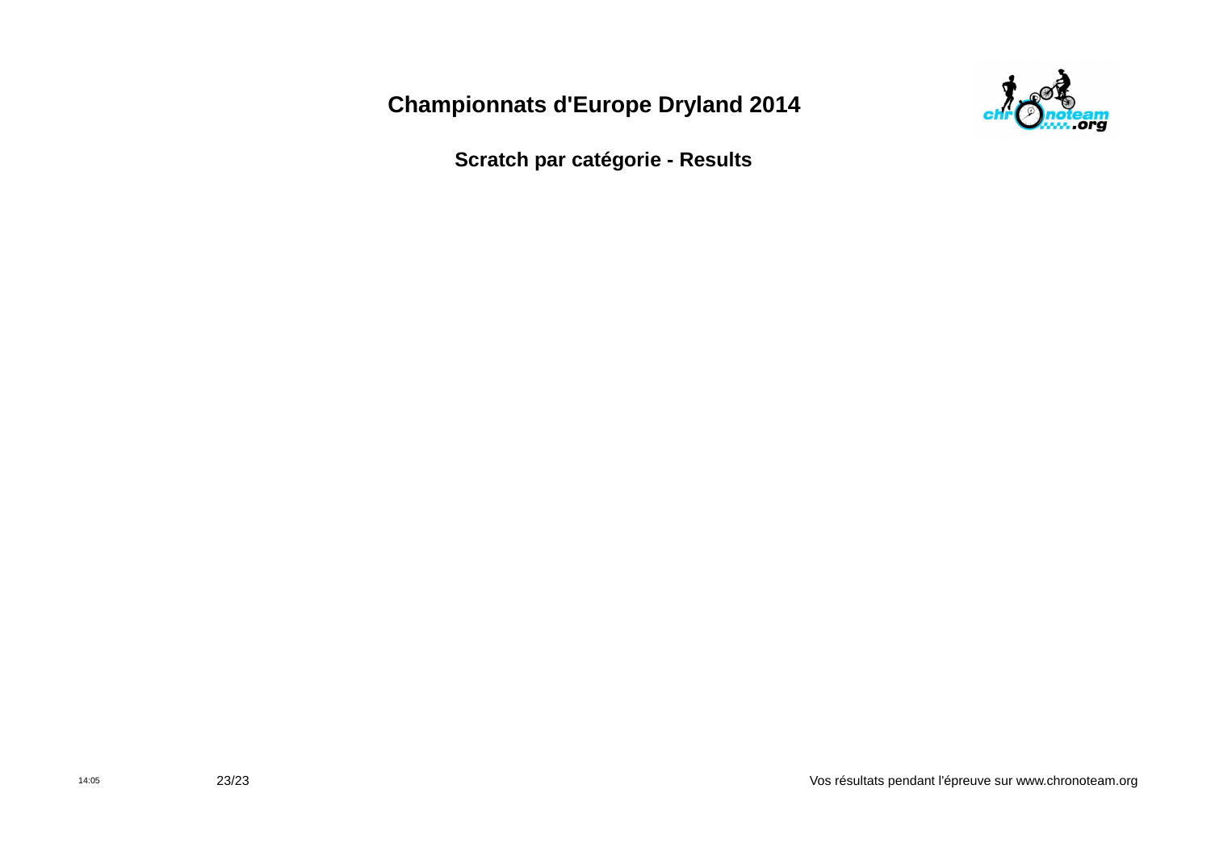# Championnats d'Europe Dryland 2014

## Scratch par catégorie - Results